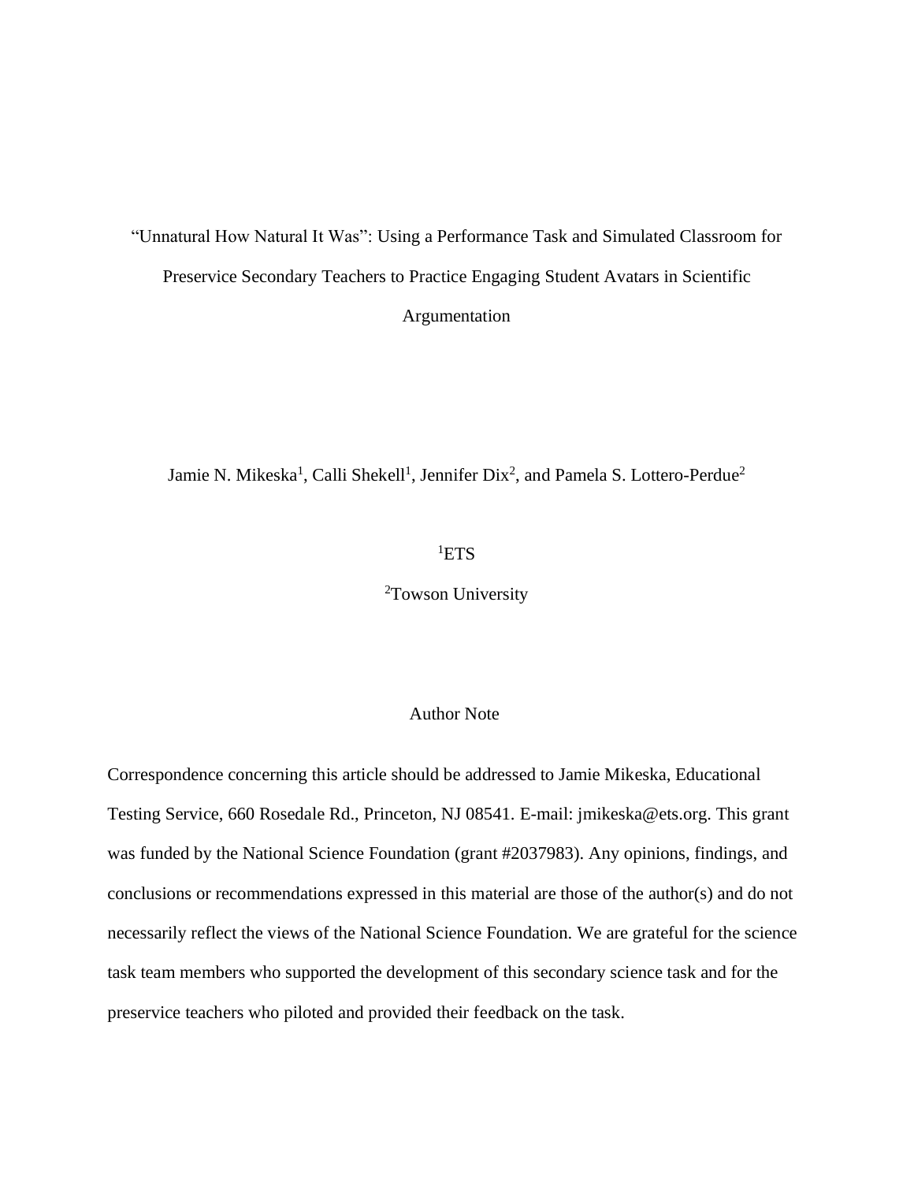# "Unnatural How Natural It Was": Using a Performance Task and Simulated Classroom for Preservice Secondary Teachers to Practice Engaging Student Avatars in Scientific Argumentation

Jamie N. Mikeska[1], Calli Shekell[1], Jennifer Dix[2], and Pamela S. Lottero-Perdue[2]

[1]ETS

[2]Towson University

## Author Note

Correspondence concerning this article should be addressed to Jamie Mikeska, Educational Testing Service, 660 Rosedale Rd., Princeton, NJ 08541. E-mail: jmikeska@ets.org. This grant was funded by the National Science Foundation (grant #2037983). Any opinions, findings, and conclusions or recommendations expressed in this material are those of the author(s) and do not necessarily reflect the views of the National Science Foundation. We are grateful for the science task team members who supported the development of this secondary science task and for the preservice teachers who piloted and provided their feedback on the task.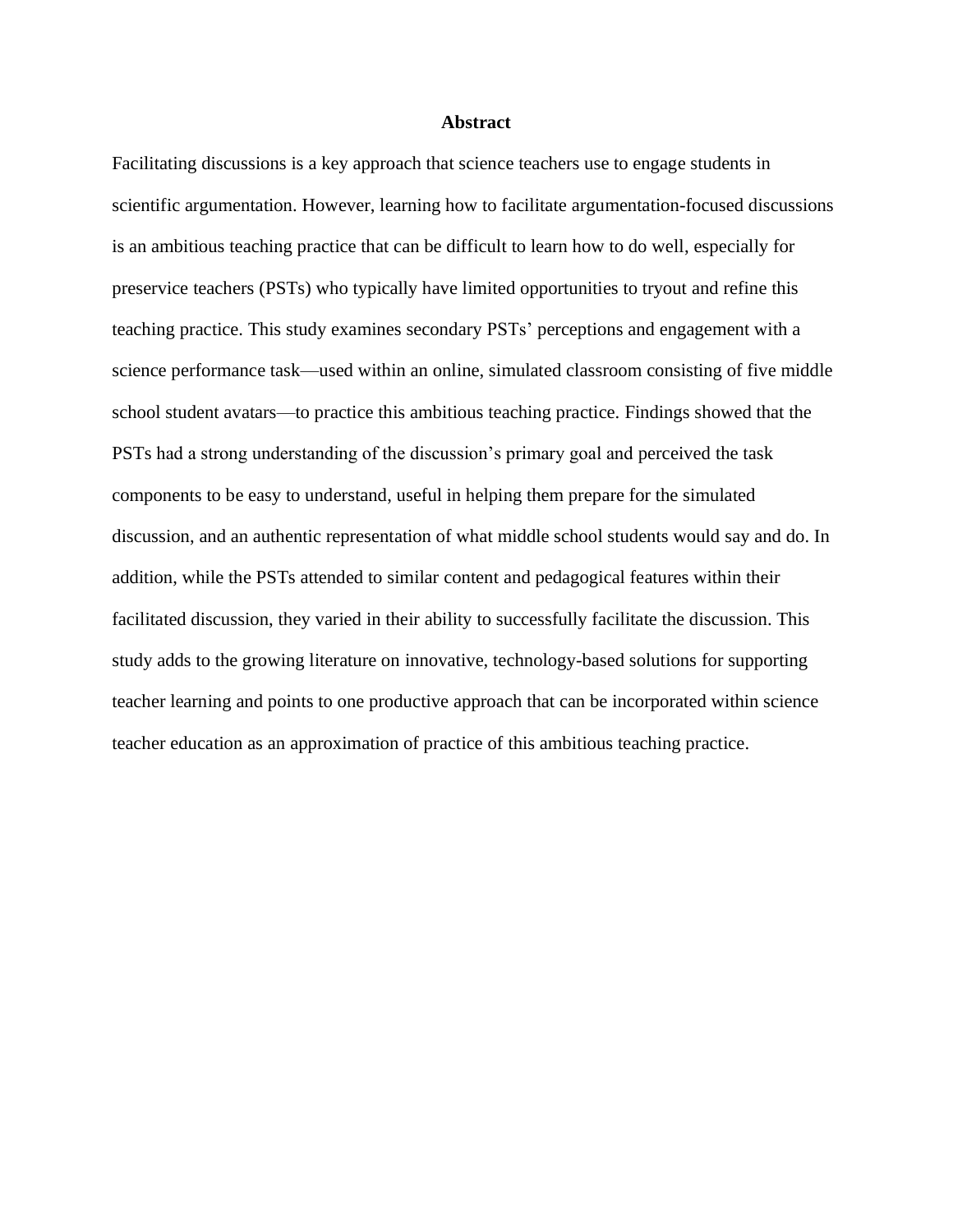# Abstract

Facilitating discussions is a key approach that science teachers use to engage students in scientific argumentation. However, learning how to facilitate argumentation-focused discussions is an ambitious teaching practice that can be difficult to learn how to do well, especially for preservice teachers (PSTs) who typically have limited opportunities to tryout and refine this teaching practice. This study examines secondary PSTs' perceptions and engagement with a science performance task—used within an online, simulated classroom consisting of five middle school student avatars—to practice this ambitious teaching practice. Findings showed that the PSTs had a strong understanding of the discussion's primary goal and perceived the task components to be easy to understand, useful in helping them prepare for the simulated discussion, and an authentic representation of what middle school students would say and do. In addition, while the PSTs attended to similar content and pedagogical features within their facilitated discussion, they varied in their ability to successfully facilitate the discussion. This study adds to the growing literature on innovative, technology-based solutions for supporting teacher learning and points to one productive approach that can be incorporated within science teacher education as an approximation of practice of this ambitious teaching practice.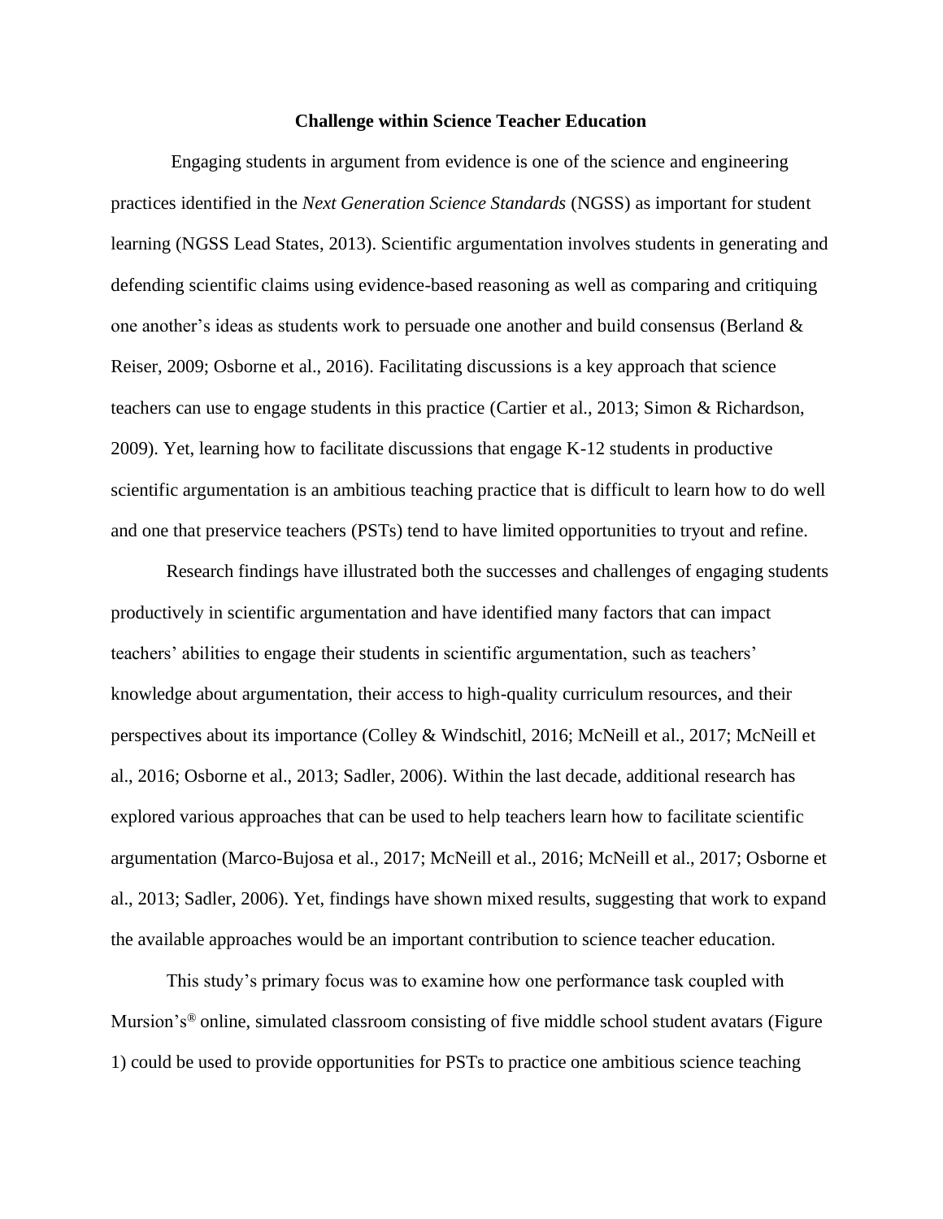## Challenge within Science Teacher Education

Engaging students in argument from evidence is one of the science and engineering practices identified in the *Next Generation Science Standards* (NGSS) as important for student learning (NGSS Lead States, 2013). Scientific argumentation involves students in generating and defending scientific claims using evidence-based reasoning as well as comparing and critiquing one another's ideas as students work to persuade one another and build consensus (Berland & Reiser, 2009; Osborne et al., 2016). Facilitating discussions is a key approach that science teachers can use to engage students in this practice (Cartier et al., 2013; Simon & Richardson, 2009). Yet, learning how to facilitate discussions that engage K-12 students in productive scientific argumentation is an ambitious teaching practice that is difficult to learn how to do well and one that preservice teachers (PSTs) tend to have limited opportunities to tryout and refine.

Research findings have illustrated both the successes and challenges of engaging students productively in scientific argumentation and have identified many factors that can impact teachers' abilities to engage their students in scientific argumentation, such as teachers' knowledge about argumentation, their access to high-quality curriculum resources, and their perspectives about its importance (Colley & Windschitl, 2016; McNeill et al., 2017; McNeill et al., 2016; Osborne et al., 2013; Sadler, 2006). Within the last decade, additional research has explored various approaches that can be used to help teachers learn how to facilitate scientific argumentation (Marco-Bujosa et al., 2017; McNeill et al., 2016; McNeill et al., 2017; Osborne et al., 2013; Sadler, 2006). Yet, findings have shown mixed results, suggesting that work to expand the available approaches would be an important contribution to science teacher education.

This study's primary focus was to examine how one performance task coupled with Mursion's® online, simulated classroom consisting of five middle school student avatars (Figure 1) could be used to provide opportunities for PSTs to practice one ambitious science teaching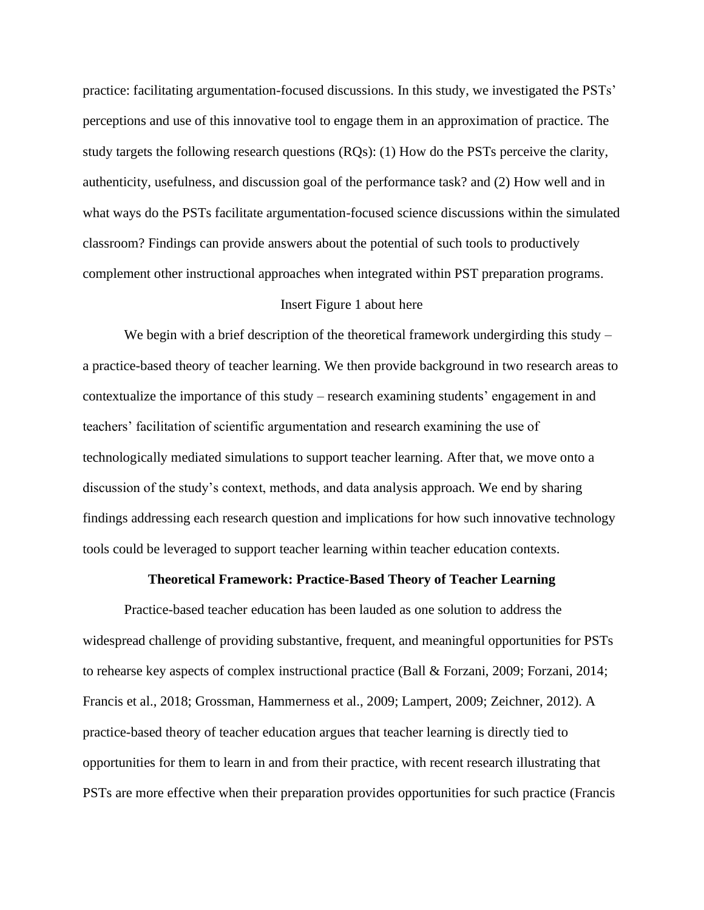practice: facilitating argumentation-focused discussions. In this study, we investigated the PSTs' perceptions and use of this innovative tool to engage them in an approximation of practice. The study targets the following research questions (RQs): (1) How do the PSTs perceive the clarity, authenticity, usefulness, and discussion goal of the performance task? and (2) How well and in what ways do the PSTs facilitate argumentation-focused science discussions within the simulated classroom? Findings can provide answers about the potential of such tools to productively complement other instructional approaches when integrated within PST preparation programs.

Insert Figure 1 about here

We begin with a brief description of the theoretical framework undergirding this study – a practice-based theory of teacher learning. We then provide background in two research areas to contextualize the importance of this study – research examining students' engagement in and teachers' facilitation of scientific argumentation and research examining the use of technologically mediated simulations to support teacher learning. After that, we move onto a discussion of the study's context, methods, and data analysis approach. We end by sharing findings addressing each research question and implications for how such innovative technology tools could be leveraged to support teacher learning within teacher education contexts.

## Theoretical Framework: Practice-Based Theory of Teacher Learning

Practice-based teacher education has been lauded as one solution to address the widespread challenge of providing substantive, frequent, and meaningful opportunities for PSTs to rehearse key aspects of complex instructional practice (Ball & Forzani, 2009; Forzani, 2014; Francis et al., 2018; Grossman, Hammerness et al., 2009; Lampert, 2009; Zeichner, 2012). A practice-based theory of teacher education argues that teacher learning is directly tied to opportunities for them to learn in and from their practice, with recent research illustrating that PSTs are more effective when their preparation provides opportunities for such practice (Francis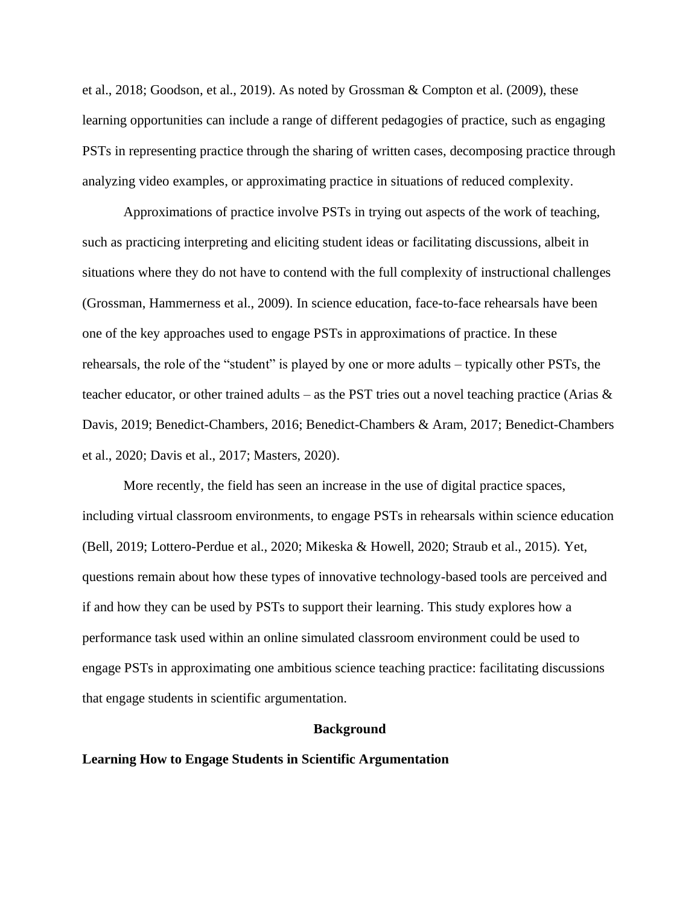et al., 2018; Goodson, et al., 2019). As noted by Grossman & Compton et al. (2009), these learning opportunities can include a range of different pedagogies of practice, such as engaging PSTs in representing practice through the sharing of written cases, decomposing practice through analyzing video examples, or approximating practice in situations of reduced complexity.

Approximations of practice involve PSTs in trying out aspects of the work of teaching, such as practicing interpreting and eliciting student ideas or facilitating discussions, albeit in situations where they do not have to contend with the full complexity of instructional challenges (Grossman, Hammerness et al., 2009). In science education, face-to-face rehearsals have been one of the key approaches used to engage PSTs in approximations of practice. In these rehearsals, the role of the "student" is played by one or more adults – typically other PSTs, the teacher educator, or other trained adults – as the PST tries out a novel teaching practice (Arias & Davis, 2019; Benedict-Chambers, 2016; Benedict-Chambers & Aram, 2017; Benedict-Chambers et al., 2020; Davis et al., 2017; Masters, 2020).

More recently, the field has seen an increase in the use of digital practice spaces, including virtual classroom environments, to engage PSTs in rehearsals within science education (Bell, 2019; Lottero-Perdue et al., 2020; Mikeska & Howell, 2020; Straub et al., 2015). Yet, questions remain about how these types of innovative technology-based tools are perceived and if and how they can be used by PSTs to support their learning. This study explores how a performance task used within an online simulated classroom environment could be used to engage PSTs in approximating one ambitious science teaching practice: facilitating discussions that engage students in scientific argumentation.

## Background

### Learning How to Engage Students in Scientific Argumentation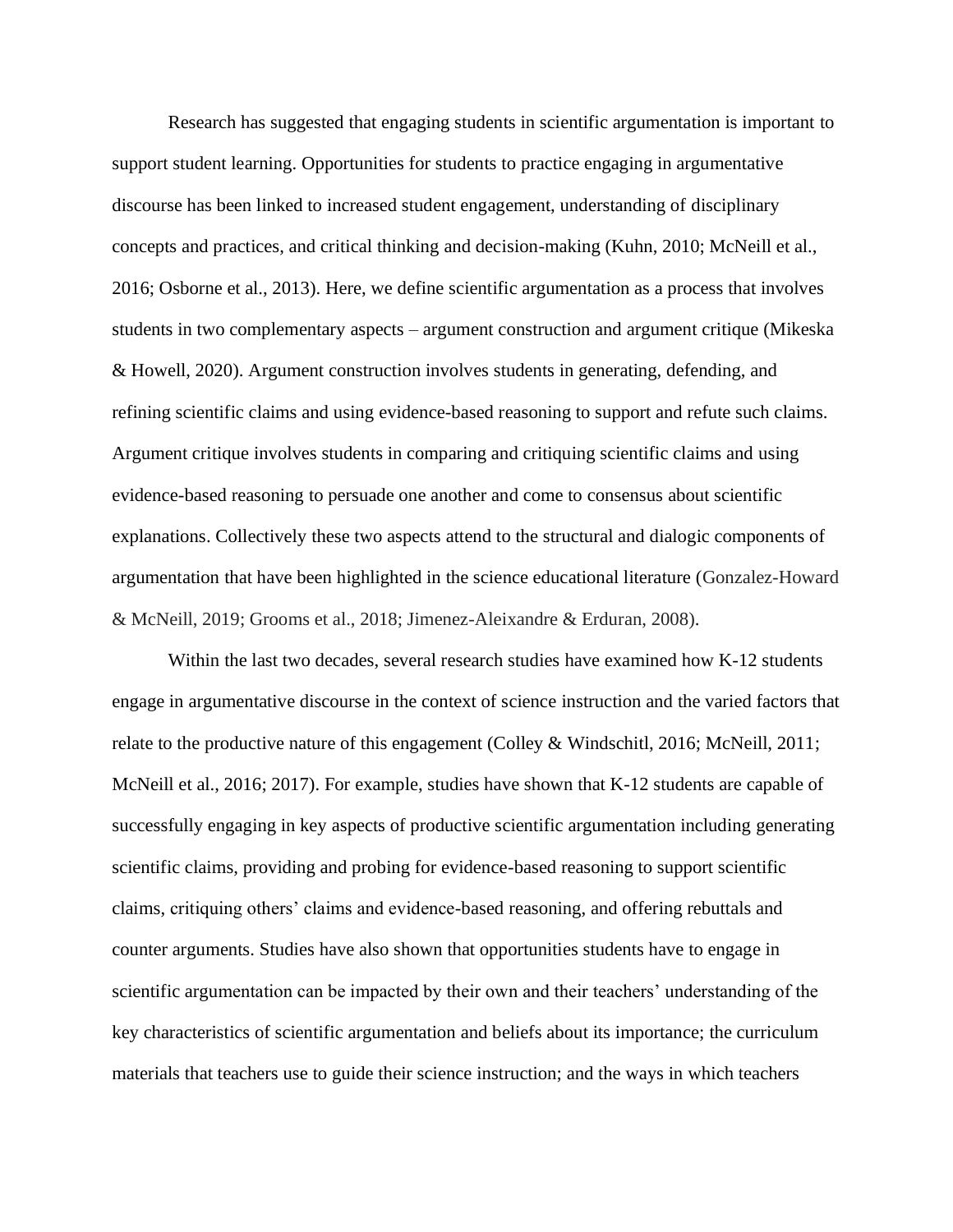Research has suggested that engaging students in scientific argumentation is important to support student learning. Opportunities for students to practice engaging in argumentative discourse has been linked to increased student engagement, understanding of disciplinary concepts and practices, and critical thinking and decision-making (Kuhn, 2010; McNeill et al., 2016; Osborne et al., 2013). Here, we define scientific argumentation as a process that involves students in two complementary aspects – argument construction and argument critique (Mikeska & Howell, 2020). Argument construction involves students in generating, defending, and refining scientific claims and using evidence-based reasoning to support and refute such claims. Argument critique involves students in comparing and critiquing scientific claims and using evidence-based reasoning to persuade one another and come to consensus about scientific explanations. Collectively these two aspects attend to the structural and dialogic components of argumentation that have been highlighted in the science educational literature (Gonzalez-Howard & McNeill, 2019; Grooms et al., 2018; Jimenez-Aleixandre & Erduran, 2008).

Within the last two decades, several research studies have examined how K-12 students engage in argumentative discourse in the context of science instruction and the varied factors that relate to the productive nature of this engagement (Colley & Windschitl, 2016; McNeill, 2011; McNeill et al., 2016; 2017). For example, studies have shown that K-12 students are capable of successfully engaging in key aspects of productive scientific argumentation including generating scientific claims, providing and probing for evidence-based reasoning to support scientific claims, critiquing others' claims and evidence-based reasoning, and offering rebuttals and counter arguments. Studies have also shown that opportunities students have to engage in scientific argumentation can be impacted by their own and their teachers' understanding of the key characteristics of scientific argumentation and beliefs about its importance; the curriculum materials that teachers use to guide their science instruction; and the ways in which teachers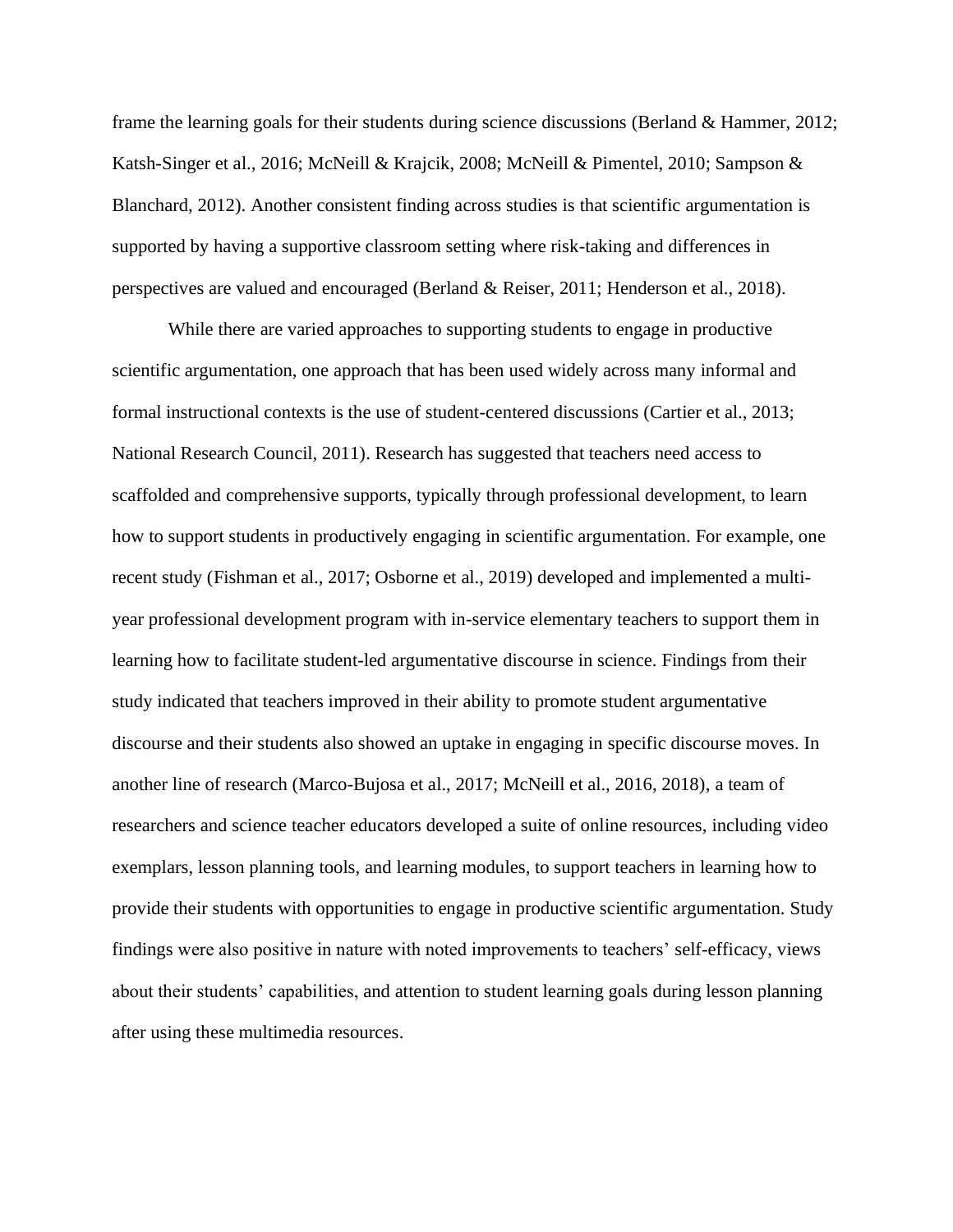frame the learning goals for their students during science discussions (Berland & Hammer, 2012; Katsh-Singer et al., 2016; McNeill & Krajcik, 2008; McNeill & Pimentel, 2010; Sampson & Blanchard, 2012). Another consistent finding across studies is that scientific argumentation is supported by having a supportive classroom setting where risk-taking and differences in perspectives are valued and encouraged (Berland & Reiser, 2011; Henderson et al., 2018).

While there are varied approaches to supporting students to engage in productive scientific argumentation, one approach that has been used widely across many informal and formal instructional contexts is the use of student-centered discussions (Cartier et al., 2013; National Research Council, 2011). Research has suggested that teachers need access to scaffolded and comprehensive supports, typically through professional development, to learn how to support students in productively engaging in scientific argumentation. For example, one recent study (Fishman et al., 2017; Osborne et al., 2019) developed and implemented a multi-year professional development program with in-service elementary teachers to support them in learning how to facilitate student-led argumentative discourse in science. Findings from their study indicated that teachers improved in their ability to promote student argumentative discourse and their students also showed an uptake in engaging in specific discourse moves. In another line of research (Marco-Bujosa et al., 2017; McNeill et al., 2016, 2018), a team of researchers and science teacher educators developed a suite of online resources, including video exemplars, lesson planning tools, and learning modules, to support teachers in learning how to provide their students with opportunities to engage in productive scientific argumentation. Study findings were also positive in nature with noted improvements to teachers' self-efficacy, views about their students' capabilities, and attention to student learning goals during lesson planning after using these multimedia resources.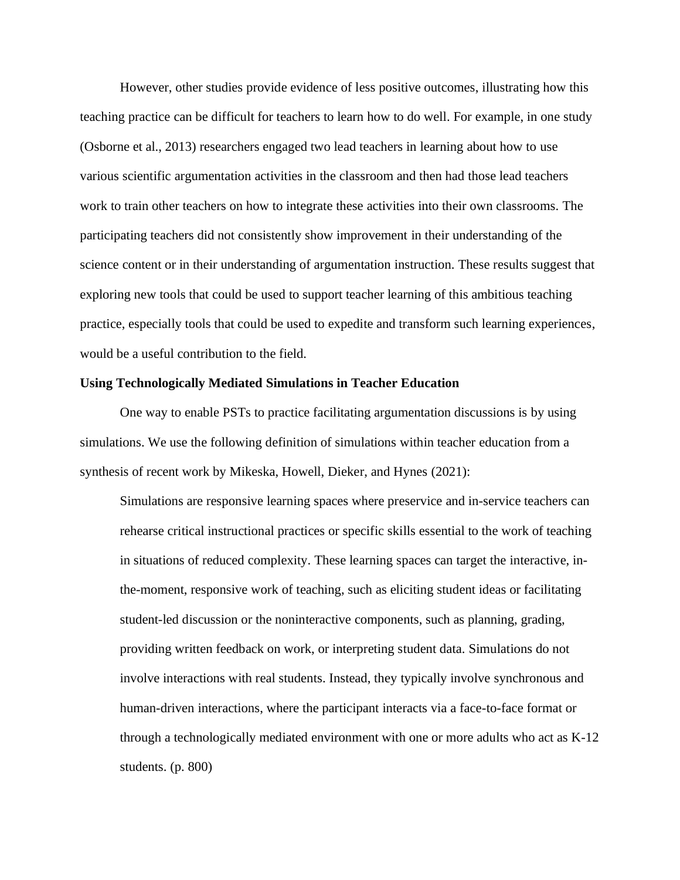However, other studies provide evidence of less positive outcomes, illustrating how this teaching practice can be difficult for teachers to learn how to do well. For example, in one study (Osborne et al., 2013) researchers engaged two lead teachers in learning about how to use various scientific argumentation activities in the classroom and then had those lead teachers work to train other teachers on how to integrate these activities into their own classrooms. The participating teachers did not consistently show improvement in their understanding of the science content or in their understanding of argumentation instruction. These results suggest that exploring new tools that could be used to support teacher learning of this ambitious teaching practice, especially tools that could be used to expedite and transform such learning experiences, would be a useful contribution to the field.

**Using Technologically Mediated Simulations in Teacher Education**

One way to enable PSTs to practice facilitating argumentation discussions is by using simulations. We use the following definition of simulations within teacher education from a synthesis of recent work by Mikeska, Howell, Dieker, and Hynes (2021):

> Simulations are responsive learning spaces where preservice and in-service teachers can rehearse critical instructional practices or specific skills essential to the work of teaching in situations of reduced complexity. These learning spaces can target the interactive, in-the-moment, responsive work of teaching, such as eliciting student ideas or facilitating student-led discussion or the noninteractive components, such as planning, grading, providing written feedback on work, or interpreting student data. Simulations do not involve interactions with real students. Instead, they typically involve synchronous and human-driven interactions, where the participant interacts via a face-to-face format or through a technologically mediated environment with one or more adults who act as K-12 students. (p. 800)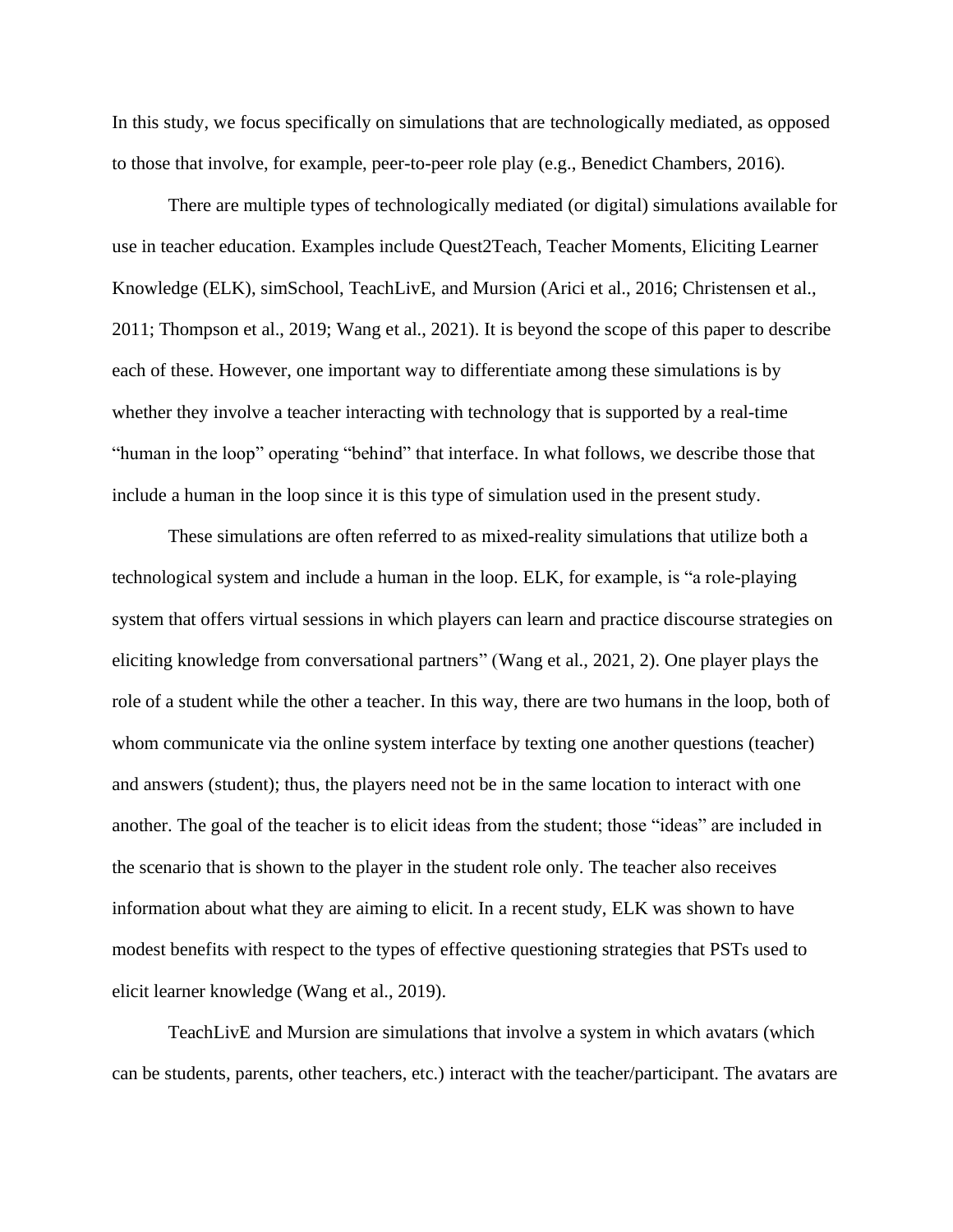In this study, we focus specifically on simulations that are technologically mediated, as opposed to those that involve, for example, peer-to-peer role play (e.g., Benedict Chambers, 2016).

There are multiple types of technologically mediated (or digital) simulations available for use in teacher education. Examples include Quest2Teach, Teacher Moments, Eliciting Learner Knowledge (ELK), simSchool, TeachLivE, and Mursion (Arici et al., 2016; Christensen et al., 2011; Thompson et al., 2019; Wang et al., 2021). It is beyond the scope of this paper to describe each of these. However, one important way to differentiate among these simulations is by whether they involve a teacher interacting with technology that is supported by a real-time "human in the loop" operating "behind" that interface. In what follows, we describe those that include a human in the loop since it is this type of simulation used in the present study.

These simulations are often referred to as mixed-reality simulations that utilize both a technological system and include a human in the loop. ELK, for example, is "a role-playing system that offers virtual sessions in which players can learn and practice discourse strategies on eliciting knowledge from conversational partners" (Wang et al., 2021, 2). One player plays the role of a student while the other a teacher. In this way, there are two humans in the loop, both of whom communicate via the online system interface by texting one another questions (teacher) and answers (student); thus, the players need not be in the same location to interact with one another. The goal of the teacher is to elicit ideas from the student; those "ideas" are included in the scenario that is shown to the player in the student role only. The teacher also receives information about what they are aiming to elicit. In a recent study, ELK was shown to have modest benefits with respect to the types of effective questioning strategies that PSTs used to elicit learner knowledge (Wang et al., 2019).

TeachLivE and Mursion are simulations that involve a system in which avatars (which can be students, parents, other teachers, etc.) interact with the teacher/participant. The avatars are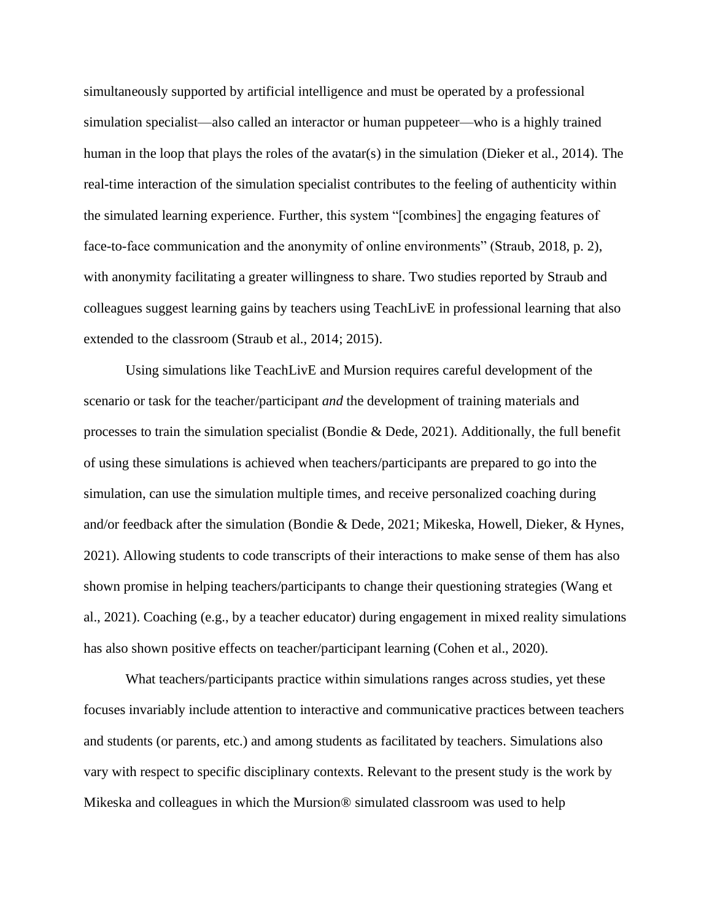simultaneously supported by artificial intelligence and must be operated by a professional simulation specialist—also called an interactor or human puppeteer—who is a highly trained human in the loop that plays the roles of the avatar(s) in the simulation (Dieker et al., 2014). The real-time interaction of the simulation specialist contributes to the feeling of authenticity within the simulated learning experience. Further, this system "[combines] the engaging features of face-to-face communication and the anonymity of online environments" (Straub, 2018, p. 2), with anonymity facilitating a greater willingness to share. Two studies reported by Straub and colleagues suggest learning gains by teachers using TeachLivE in professional learning that also extended to the classroom (Straub et al., 2014; 2015).

Using simulations like TeachLivE and Mursion requires careful development of the scenario or task for the teacher/participant *and* the development of training materials and processes to train the simulation specialist (Bondie & Dede, 2021). Additionally, the full benefit of using these simulations is achieved when teachers/participants are prepared to go into the simulation, can use the simulation multiple times, and receive personalized coaching during and/or feedback after the simulation (Bondie & Dede, 2021; Mikeska, Howell, Dieker, & Hynes, 2021). Allowing students to code transcripts of their interactions to make sense of them has also shown promise in helping teachers/participants to change their questioning strategies (Wang et al., 2021). Coaching (e.g., by a teacher educator) during engagement in mixed reality simulations has also shown positive effects on teacher/participant learning (Cohen et al., 2020).

What teachers/participants practice within simulations ranges across studies, yet these focuses invariably include attention to interactive and communicative practices between teachers and students (or parents, etc.) and among students as facilitated by teachers. Simulations also vary with respect to specific disciplinary contexts. Relevant to the present study is the work by Mikeska and colleagues in which the Mursion® simulated classroom was used to help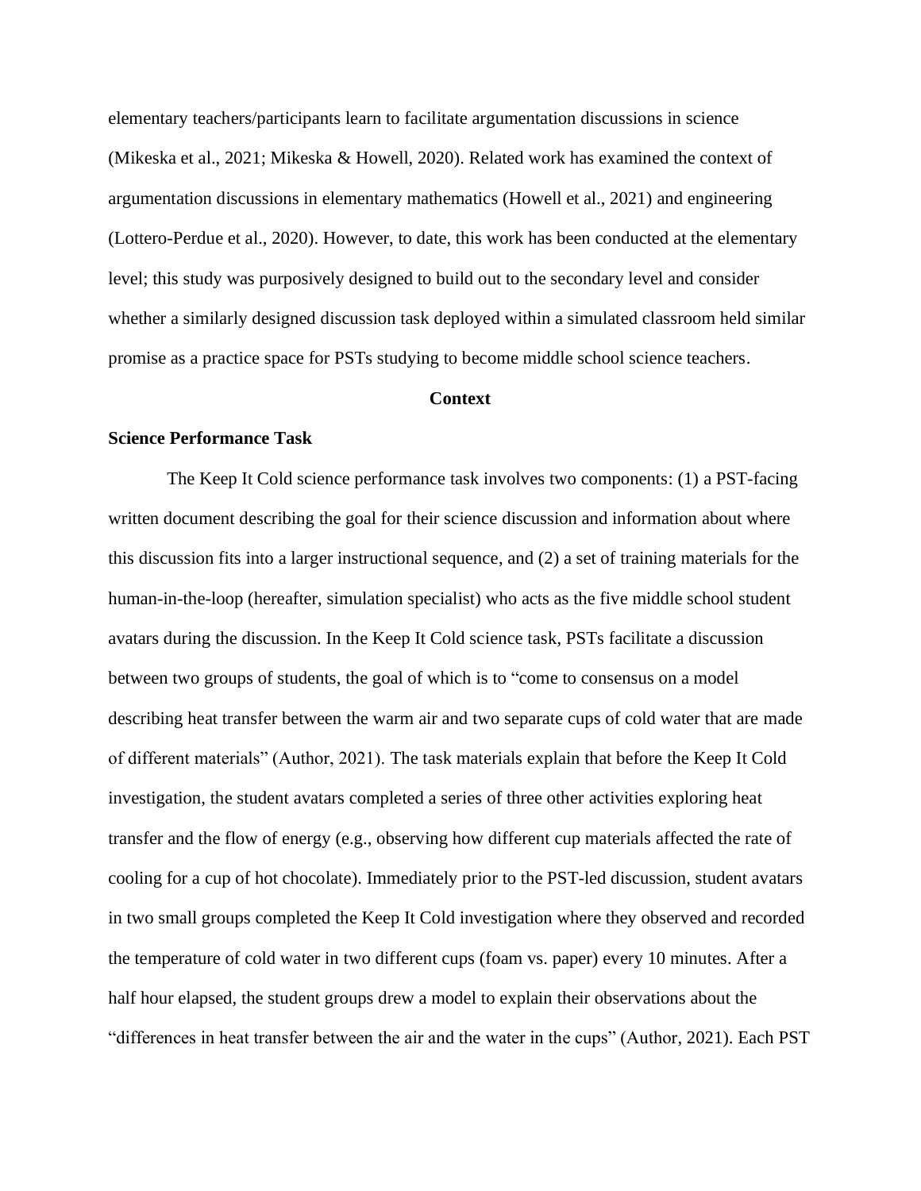elementary teachers/participants learn to facilitate argumentation discussions in science (Mikeska et al., 2021; Mikeska & Howell, 2020). Related work has examined the context of argumentation discussions in elementary mathematics (Howell et al., 2021) and engineering (Lottero-Perdue et al., 2020). However, to date, this work has been conducted at the elementary level; this study was purposively designed to build out to the secondary level and consider whether a similarly designed discussion task deployed within a simulated classroom held similar promise as a practice space for PSTs studying to become middle school science teachers.

## Context

### Science Performance Task

The Keep It Cold science performance task involves two components: (1) a PST-facing written document describing the goal for their science discussion and information about where this discussion fits into a larger instructional sequence, and (2) a set of training materials for the human-in-the-loop (hereafter, simulation specialist) who acts as the five middle school student avatars during the discussion. In the Keep It Cold science task, PSTs facilitate a discussion between two groups of students, the goal of which is to "come to consensus on a model describing heat transfer between the warm air and two separate cups of cold water that are made of different materials" (Author, 2021). The task materials explain that before the Keep It Cold investigation, the student avatars completed a series of three other activities exploring heat transfer and the flow of energy (e.g., observing how different cup materials affected the rate of cooling for a cup of hot chocolate). Immediately prior to the PST-led discussion, student avatars in two small groups completed the Keep It Cold investigation where they observed and recorded the temperature of cold water in two different cups (foam vs. paper) every 10 minutes. After a half hour elapsed, the student groups drew a model to explain their observations about the "differences in heat transfer between the air and the water in the cups" (Author, 2021). Each PST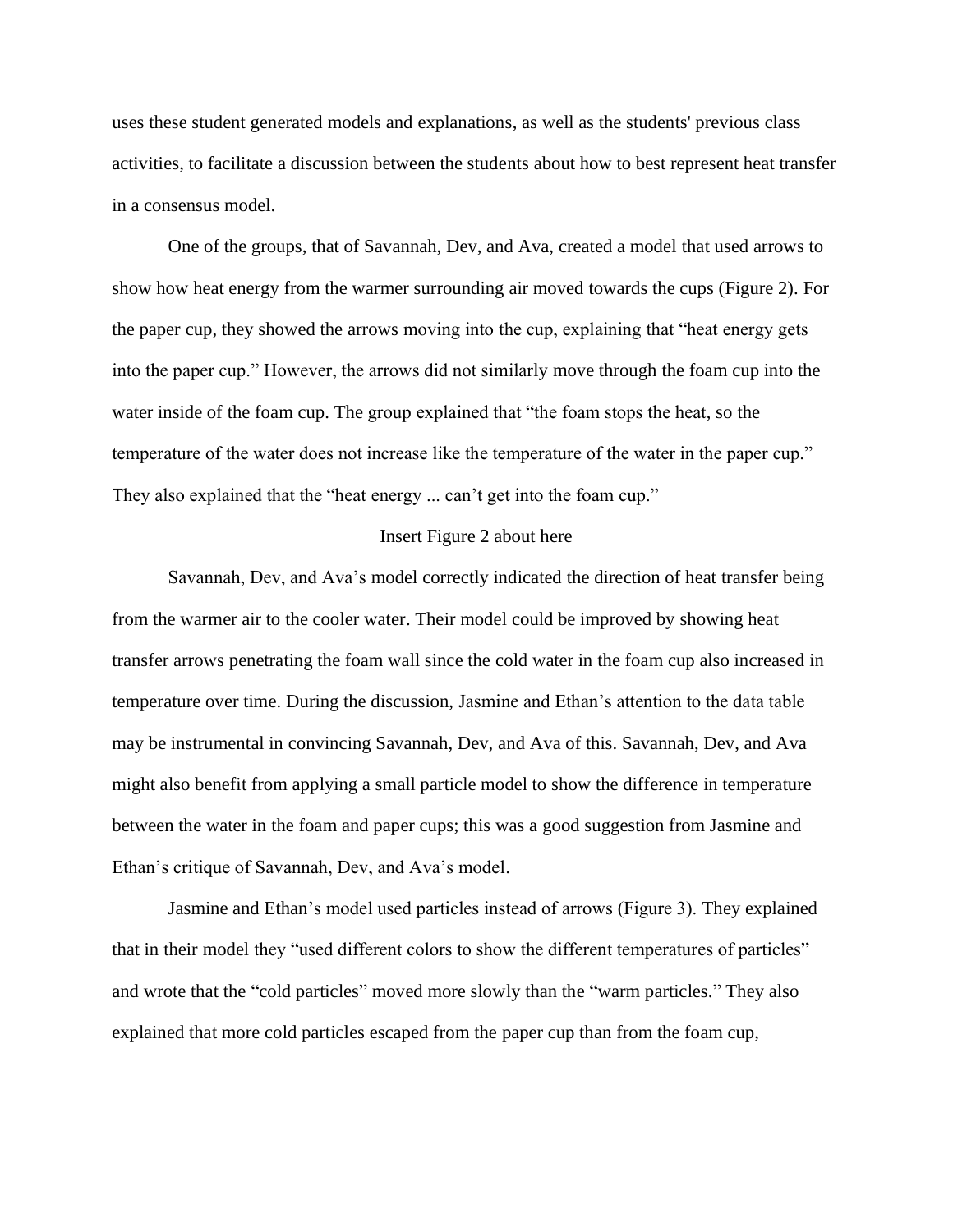uses these student generated models and explanations, as well as the students' previous class activities, to facilitate a discussion between the students about how to best represent heat transfer in a consensus model.

One of the groups, that of Savannah, Dev, and Ava, created a model that used arrows to show how heat energy from the warmer surrounding air moved towards the cups (Figure 2). For the paper cup, they showed the arrows moving into the cup, explaining that "heat energy gets into the paper cup." However, the arrows did not similarly move through the foam cup into the water inside of the foam cup. The group explained that "the foam stops the heat, so the temperature of the water does not increase like the temperature of the water in the paper cup." They also explained that the "heat energy ... can't get into the foam cup."

Insert Figure 2 about here

Savannah, Dev, and Ava's model correctly indicated the direction of heat transfer being from the warmer air to the cooler water. Their model could be improved by showing heat transfer arrows penetrating the foam wall since the cold water in the foam cup also increased in temperature over time. During the discussion, Jasmine and Ethan's attention to the data table may be instrumental in convincing Savannah, Dev, and Ava of this. Savannah, Dev, and Ava might also benefit from applying a small particle model to show the difference in temperature between the water in the foam and paper cups; this was a good suggestion from Jasmine and Ethan's critique of Savannah, Dev, and Ava's model.

Jasmine and Ethan's model used particles instead of arrows (Figure 3). They explained that in their model they "used different colors to show the different temperatures of particles" and wrote that the "cold particles" moved more slowly than the "warm particles." They also explained that more cold particles escaped from the paper cup than from the foam cup,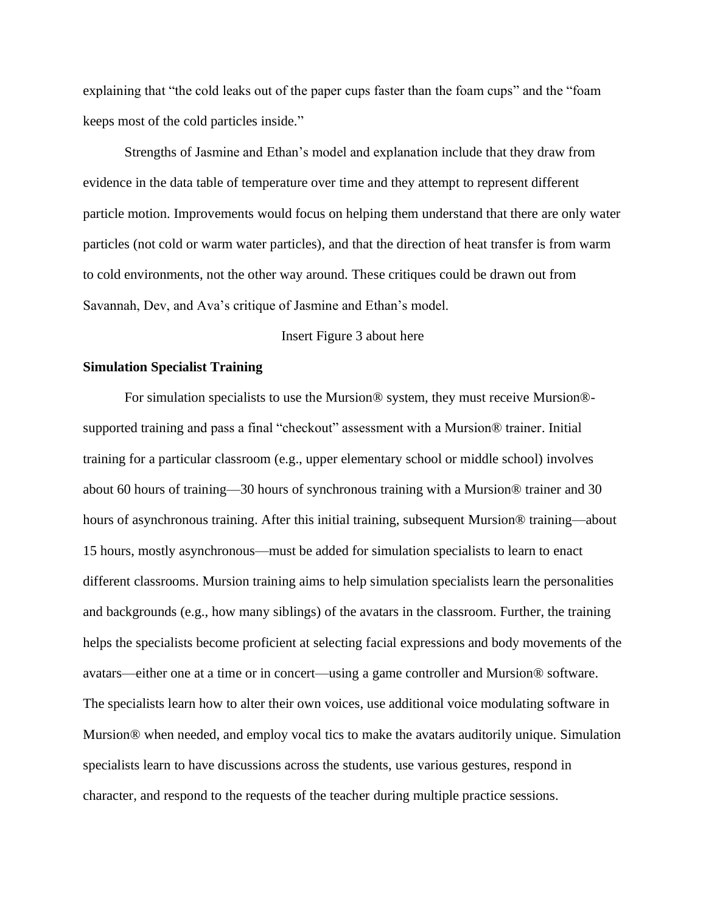explaining that "the cold leaks out of the paper cups faster than the foam cups" and the "foam keeps most of the cold particles inside."

Strengths of Jasmine and Ethan's model and explanation include that they draw from evidence in the data table of temperature over time and they attempt to represent different particle motion. Improvements would focus on helping them understand that there are only water particles (not cold or warm water particles), and that the direction of heat transfer is from warm to cold environments, not the other way around. These critiques could be drawn out from Savannah, Dev, and Ava's critique of Jasmine and Ethan's model.

Insert Figure 3 about here

**Simulation Specialist Training**

For simulation specialists to use the Mursion® system, they must receive Mursion®-supported training and pass a final "checkout" assessment with a Mursion® trainer. Initial training for a particular classroom (e.g., upper elementary school or middle school) involves about 60 hours of training—30 hours of synchronous training with a Mursion® trainer and 30 hours of asynchronous training. After this initial training, subsequent Mursion® training—about 15 hours, mostly asynchronous—must be added for simulation specialists to learn to enact different classrooms. Mursion training aims to help simulation specialists learn the personalities and backgrounds (e.g., how many siblings) of the avatars in the classroom. Further, the training helps the specialists become proficient at selecting facial expressions and body movements of the avatars—either one at a time or in concert—using a game controller and Mursion® software. The specialists learn how to alter their own voices, use additional voice modulating software in Mursion® when needed, and employ vocal tics to make the avatars auditorily unique. Simulation specialists learn to have discussions across the students, use various gestures, respond in character, and respond to the requests of the teacher during multiple practice sessions.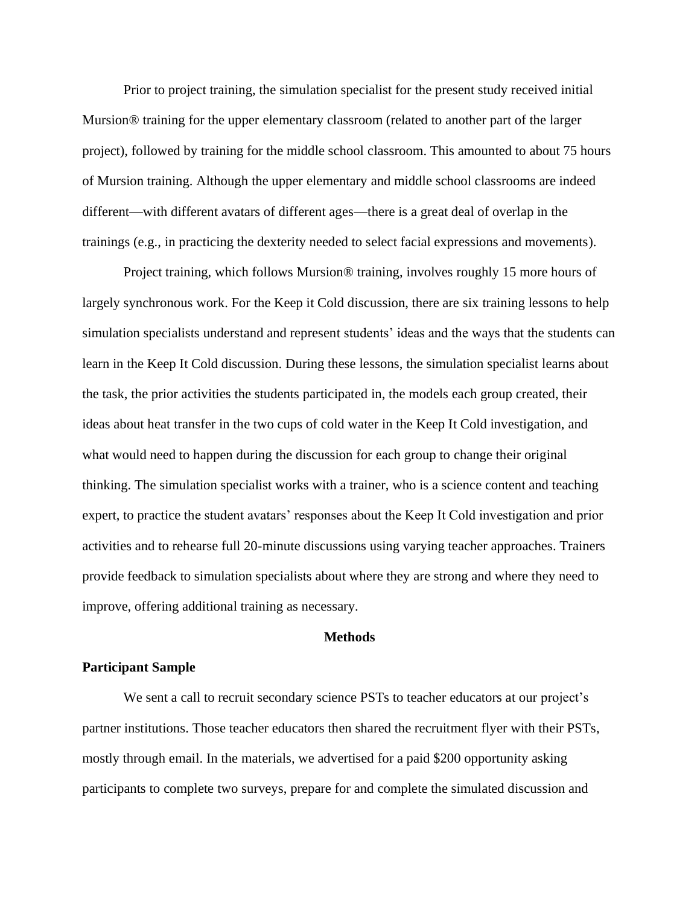Prior to project training, the simulation specialist for the present study received initial Mursion® training for the upper elementary classroom (related to another part of the larger project), followed by training for the middle school classroom. This amounted to about 75 hours of Mursion training. Although the upper elementary and middle school classrooms are indeed different—with different avatars of different ages—there is a great deal of overlap in the trainings (e.g., in practicing the dexterity needed to select facial expressions and movements).

Project training, which follows Mursion® training, involves roughly 15 more hours of largely synchronous work. For the Keep it Cold discussion, there are six training lessons to help simulation specialists understand and represent students' ideas and the ways that the students can learn in the Keep It Cold discussion. During these lessons, the simulation specialist learns about the task, the prior activities the students participated in, the models each group created, their ideas about heat transfer in the two cups of cold water in the Keep It Cold investigation, and what would need to happen during the discussion for each group to change their original thinking. The simulation specialist works with a trainer, who is a science content and teaching expert, to practice the student avatars' responses about the Keep It Cold investigation and prior activities and to rehearse full 20-minute discussions using varying teacher approaches. Trainers provide feedback to simulation specialists about where they are strong and where they need to improve, offering additional training as necessary.

## Methods

### Participant Sample

We sent a call to recruit secondary science PSTs to teacher educators at our project's partner institutions. Those teacher educators then shared the recruitment flyer with their PSTs, mostly through email. In the materials, we advertised for a paid $200 opportunity asking participants to complete two surveys, prepare for and complete the simulated discussion and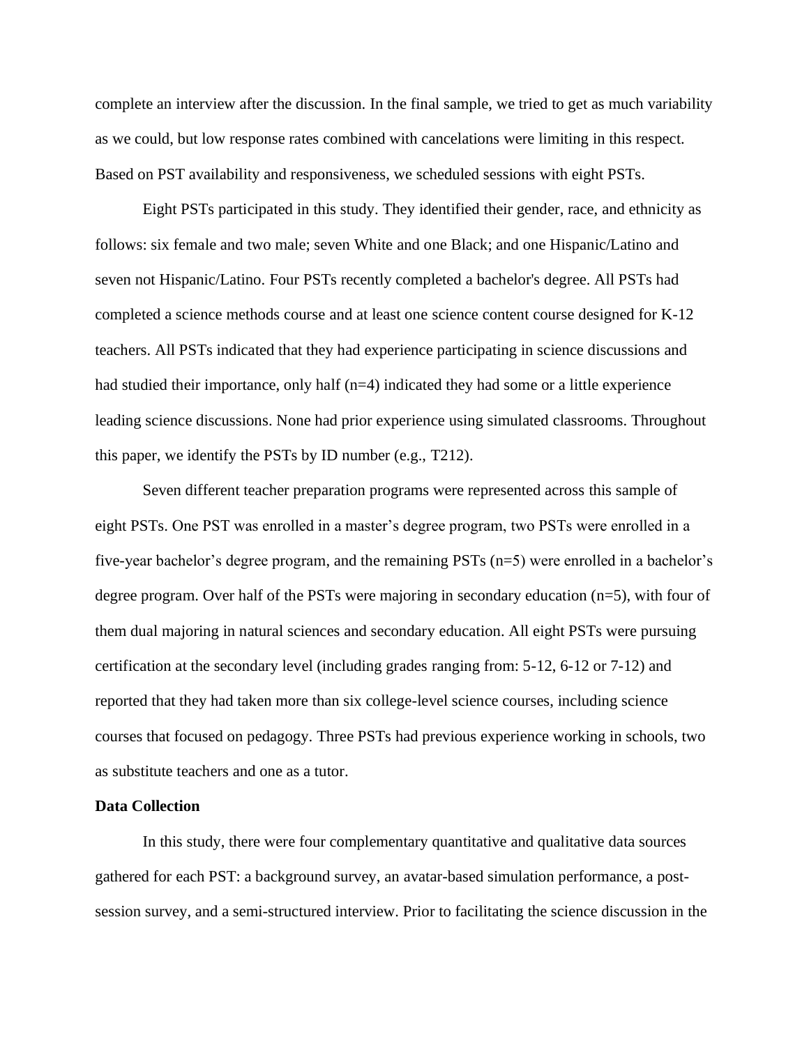complete an interview after the discussion. In the final sample, we tried to get as much variability as we could, but low response rates combined with cancelations were limiting in this respect. Based on PST availability and responsiveness, we scheduled sessions with eight PSTs.

Eight PSTs participated in this study. They identified their gender, race, and ethnicity as follows: six female and two male; seven White and one Black; and one Hispanic/Latino and seven not Hispanic/Latino. Four PSTs recently completed a bachelor's degree. All PSTs had completed a science methods course and at least one science content course designed for K-12 teachers. All PSTs indicated that they had experience participating in science discussions and had studied their importance, only half (n=4) indicated they had some or a little experience leading science discussions. None had prior experience using simulated classrooms. Throughout this paper, we identify the PSTs by ID number (e.g., T212).

Seven different teacher preparation programs were represented across this sample of eight PSTs. One PST was enrolled in a master's degree program, two PSTs were enrolled in a five-year bachelor's degree program, and the remaining PSTs (n=5) were enrolled in a bachelor's degree program. Over half of the PSTs were majoring in secondary education (n=5), with four of them dual majoring in natural sciences and secondary education. All eight PSTs were pursuing certification at the secondary level (including grades ranging from: 5-12, 6-12 or 7-12) and reported that they had taken more than six college-level science courses, including science courses that focused on pedagogy. Three PSTs had previous experience working in schools, two as substitute teachers and one as a tutor.

**Data Collection**

In this study, there were four complementary quantitative and qualitative data sources gathered for each PST: a background survey, an avatar-based simulation performance, a post-session survey, and a semi-structured interview. Prior to facilitating the science discussion in the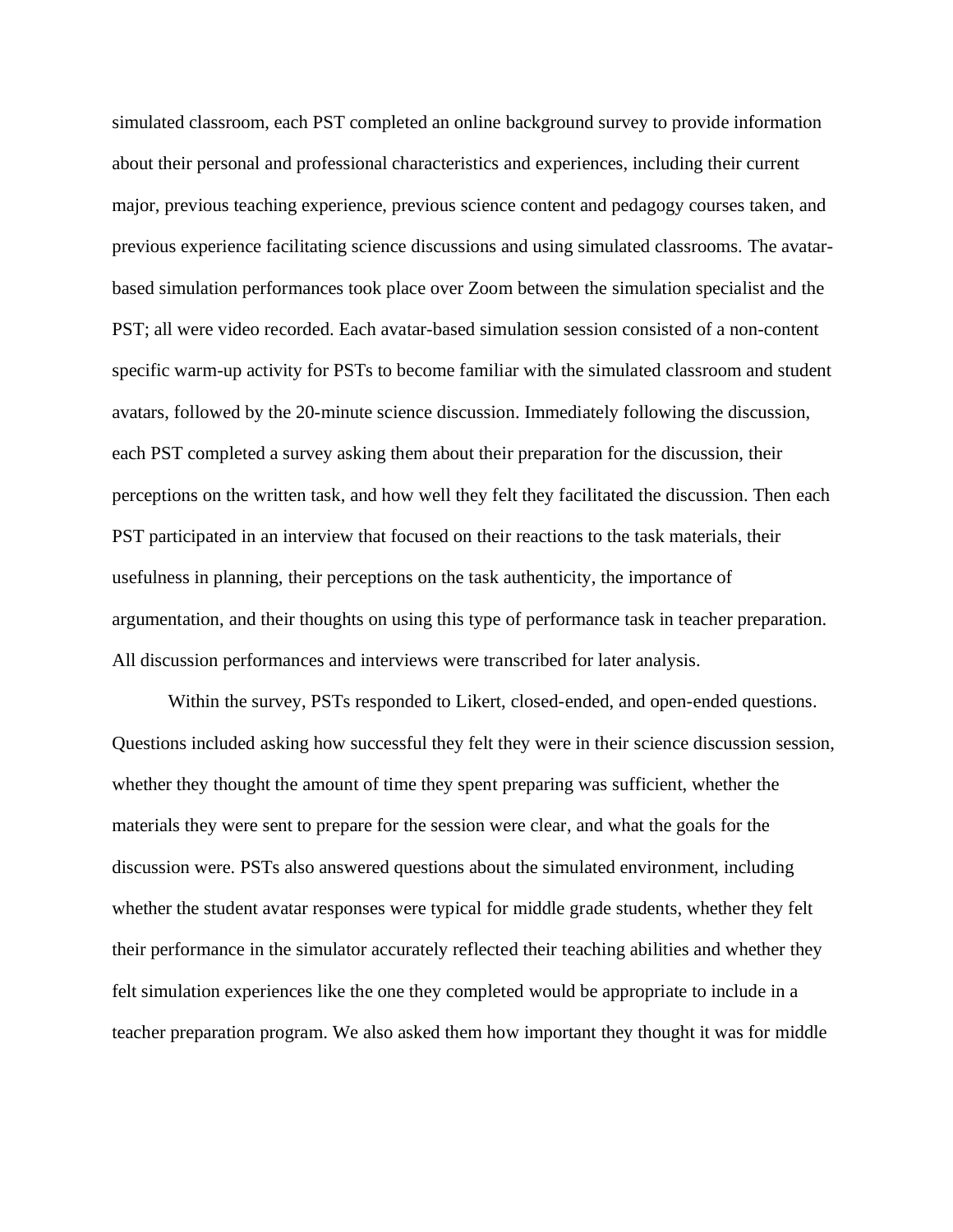simulated classroom, each PST completed an online background survey to provide information about their personal and professional characteristics and experiences, including their current major, previous teaching experience, previous science content and pedagogy courses taken, and previous experience facilitating science discussions and using simulated classrooms. The avatar-based simulation performances took place over Zoom between the simulation specialist and the PST; all were video recorded. Each avatar-based simulation session consisted of a non-content specific warm-up activity for PSTs to become familiar with the simulated classroom and student avatars, followed by the 20-minute science discussion. Immediately following the discussion, each PST completed a survey asking them about their preparation for the discussion, their perceptions on the written task, and how well they felt they facilitated the discussion. Then each PST participated in an interview that focused on their reactions to the task materials, their usefulness in planning, their perceptions on the task authenticity, the importance of argumentation, and their thoughts on using this type of performance task in teacher preparation. All discussion performances and interviews were transcribed for later analysis.

Within the survey, PSTs responded to Likert, closed-ended, and open-ended questions. Questions included asking how successful they felt they were in their science discussion session, whether they thought the amount of time they spent preparing was sufficient, whether the materials they were sent to prepare for the session were clear, and what the goals for the discussion were. PSTs also answered questions about the simulated environment, including whether the student avatar responses were typical for middle grade students, whether they felt their performance in the simulator accurately reflected their teaching abilities and whether they felt simulation experiences like the one they completed would be appropriate to include in a teacher preparation program. We also asked them how important they thought it was for middle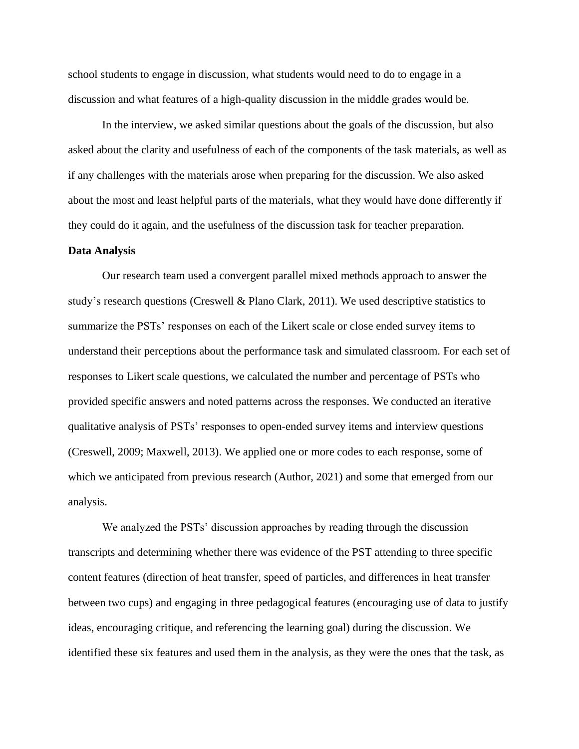school students to engage in discussion, what students would need to do to engage in a discussion and what features of a high-quality discussion in the middle grades would be.

In the interview, we asked similar questions about the goals of the discussion, but also asked about the clarity and usefulness of each of the components of the task materials, as well as if any challenges with the materials arose when preparing for the discussion. We also asked about the most and least helpful parts of the materials, what they would have done differently if they could do it again, and the usefulness of the discussion task for teacher preparation.

**Data Analysis**

Our research team used a convergent parallel mixed methods approach to answer the study's research questions (Creswell & Plano Clark, 2011). We used descriptive statistics to summarize the PSTs' responses on each of the Likert scale or close ended survey items to understand their perceptions about the performance task and simulated classroom. For each set of responses to Likert scale questions, we calculated the number and percentage of PSTs who provided specific answers and noted patterns across the responses. We conducted an iterative qualitative analysis of PSTs' responses to open-ended survey items and interview questions (Creswell, 2009; Maxwell, 2013). We applied one or more codes to each response, some of which we anticipated from previous research (Author, 2021) and some that emerged from our analysis.

We analyzed the PSTs' discussion approaches by reading through the discussion transcripts and determining whether there was evidence of the PST attending to three specific content features (direction of heat transfer, speed of particles, and differences in heat transfer between two cups) and engaging in three pedagogical features (encouraging use of data to justify ideas, encouraging critique, and referencing the learning goal) during the discussion. We identified these six features and used them in the analysis, as they were the ones that the task, as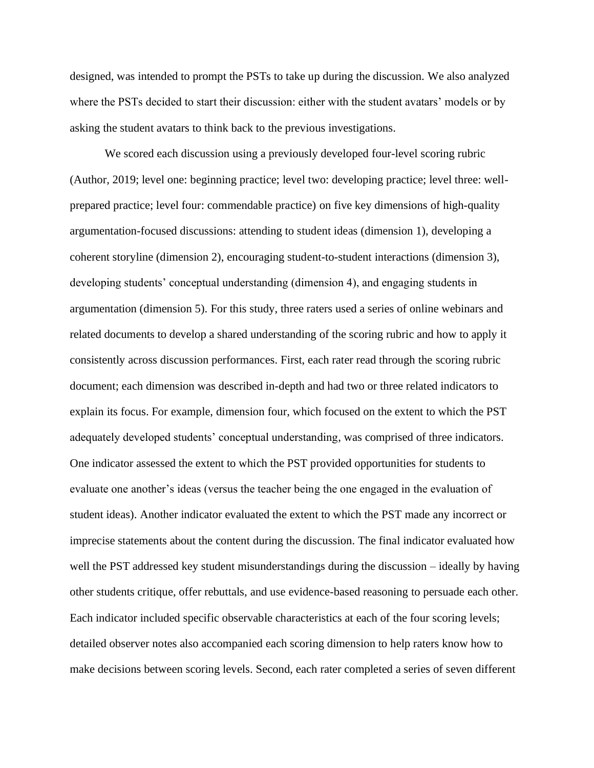designed, was intended to prompt the PSTs to take up during the discussion. We also analyzed where the PSTs decided to start their discussion: either with the student avatars' models or by asking the student avatars to think back to the previous investigations.

We scored each discussion using a previously developed four-level scoring rubric (Author, 2019; level one: beginning practice; level two: developing practice; level three: well-prepared practice; level four: commendable practice) on five key dimensions of high-quality argumentation-focused discussions: attending to student ideas (dimension 1), developing a coherent storyline (dimension 2), encouraging student-to-student interactions (dimension 3), developing students' conceptual understanding (dimension 4), and engaging students in argumentation (dimension 5). For this study, three raters used a series of online webinars and related documents to develop a shared understanding of the scoring rubric and how to apply it consistently across discussion performances. First, each rater read through the scoring rubric document; each dimension was described in-depth and had two or three related indicators to explain its focus. For example, dimension four, which focused on the extent to which the PST adequately developed students' conceptual understanding, was comprised of three indicators. One indicator assessed the extent to which the PST provided opportunities for students to evaluate one another's ideas (versus the teacher being the one engaged in the evaluation of student ideas). Another indicator evaluated the extent to which the PST made any incorrect or imprecise statements about the content during the discussion. The final indicator evaluated how well the PST addressed key student misunderstandings during the discussion – ideally by having other students critique, offer rebuttals, and use evidence-based reasoning to persuade each other. Each indicator included specific observable characteristics at each of the four scoring levels; detailed observer notes also accompanied each scoring dimension to help raters know how to make decisions between scoring levels. Second, each rater completed a series of seven different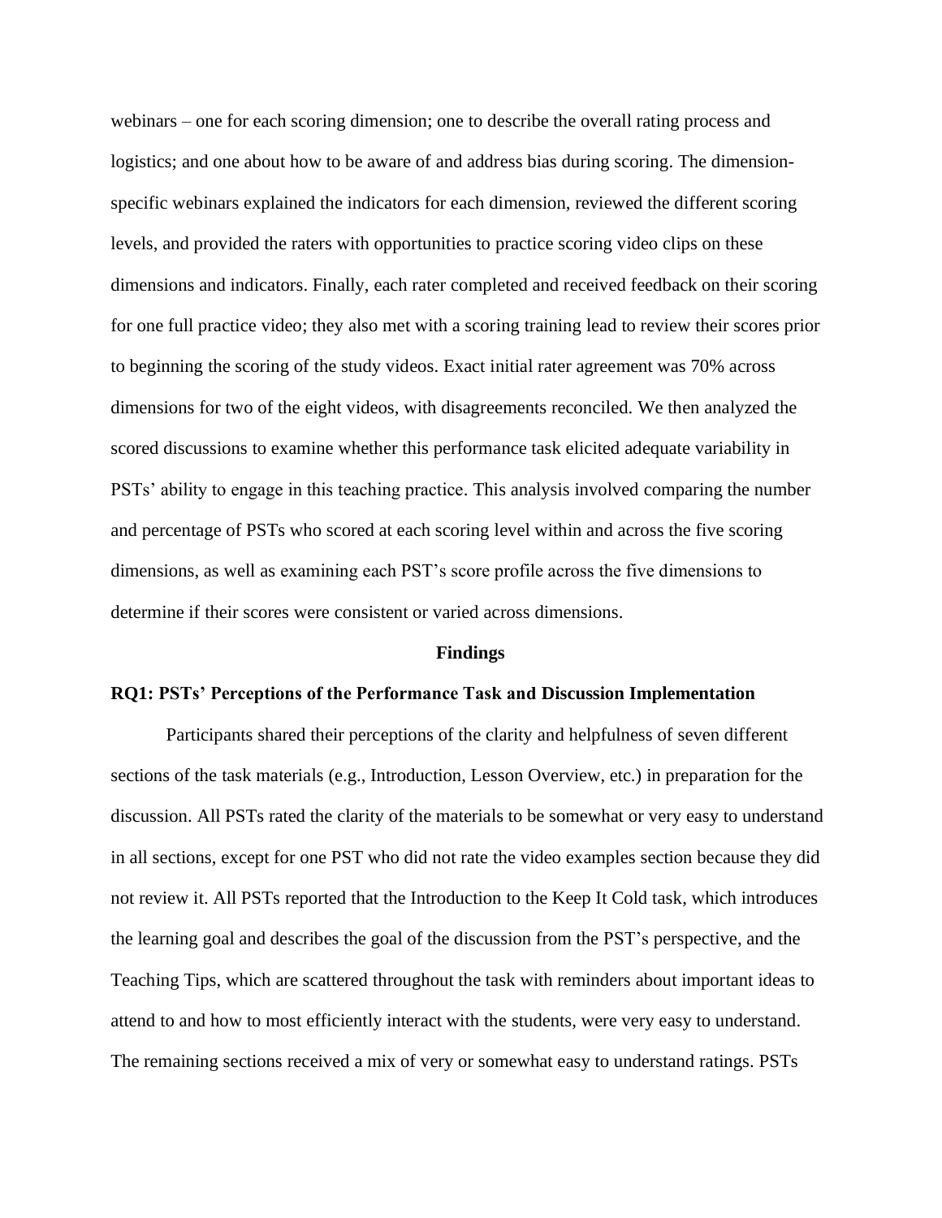webinars – one for each scoring dimension; one to describe the overall rating process and logistics; and one about how to be aware of and address bias during scoring. The dimension-specific webinars explained the indicators for each dimension, reviewed the different scoring levels, and provided the raters with opportunities to practice scoring video clips on these dimensions and indicators. Finally, each rater completed and received feedback on their scoring for one full practice video; they also met with a scoring training lead to review their scores prior to beginning the scoring of the study videos. Exact initial rater agreement was 70% across dimensions for two of the eight videos, with disagreements reconciled. We then analyzed the scored discussions to examine whether this performance task elicited adequate variability in PSTs' ability to engage in this teaching practice. This analysis involved comparing the number and percentage of PSTs who scored at each scoring level within and across the five scoring dimensions, as well as examining each PST's score profile across the five dimensions to determine if their scores were consistent or varied across dimensions.

## Findings

### RQ1: PSTs' Perceptions of the Performance Task and Discussion Implementation

Participants shared their perceptions of the clarity and helpfulness of seven different sections of the task materials (e.g., Introduction, Lesson Overview, etc.) in preparation for the discussion. All PSTs rated the clarity of the materials to be somewhat or very easy to understand in all sections, except for one PST who did not rate the video examples section because they did not review it. All PSTs reported that the Introduction to the Keep It Cold task, which introduces the learning goal and describes the goal of the discussion from the PST's perspective, and the Teaching Tips, which are scattered throughout the task with reminders about important ideas to attend to and how to most efficiently interact with the students, were very easy to understand. The remaining sections received a mix of very or somewhat easy to understand ratings. PSTs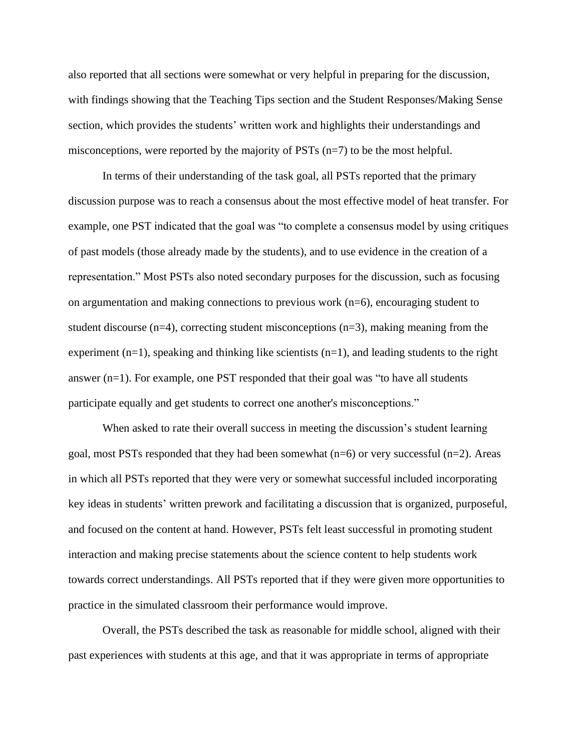also reported that all sections were somewhat or very helpful in preparing for the discussion, with findings showing that the Teaching Tips section and the Student Responses/Making Sense section, which provides the students' written work and highlights their understandings and misconceptions, were reported by the majority of PSTs (n=7) to be the most helpful.

In terms of their understanding of the task goal, all PSTs reported that the primary discussion purpose was to reach a consensus about the most effective model of heat transfer. For example, one PST indicated that the goal was "to complete a consensus model by using critiques of past models (those already made by the students), and to use evidence in the creation of a representation." Most PSTs also noted secondary purposes for the discussion, such as focusing on argumentation and making connections to previous work (n=6), encouraging student to student discourse (n=4), correcting student misconceptions (n=3), making meaning from the experiment (n=1), speaking and thinking like scientists (n=1), and leading students to the right answer (n=1). For example, one PST responded that their goal was "to have all students participate equally and get students to correct one another's misconceptions."

When asked to rate their overall success in meeting the discussion's student learning goal, most PSTs responded that they had been somewhat (n=6) or very successful (n=2). Areas in which all PSTs reported that they were very or somewhat successful included incorporating key ideas in students' written prework and facilitating a discussion that is organized, purposeful, and focused on the content at hand. However, PSTs felt least successful in promoting student interaction and making precise statements about the science content to help students work towards correct understandings. All PSTs reported that if they were given more opportunities to practice in the simulated classroom their performance would improve.

Overall, the PSTs described the task as reasonable for middle school, aligned with their past experiences with students at this age, and that it was appropriate in terms of appropriate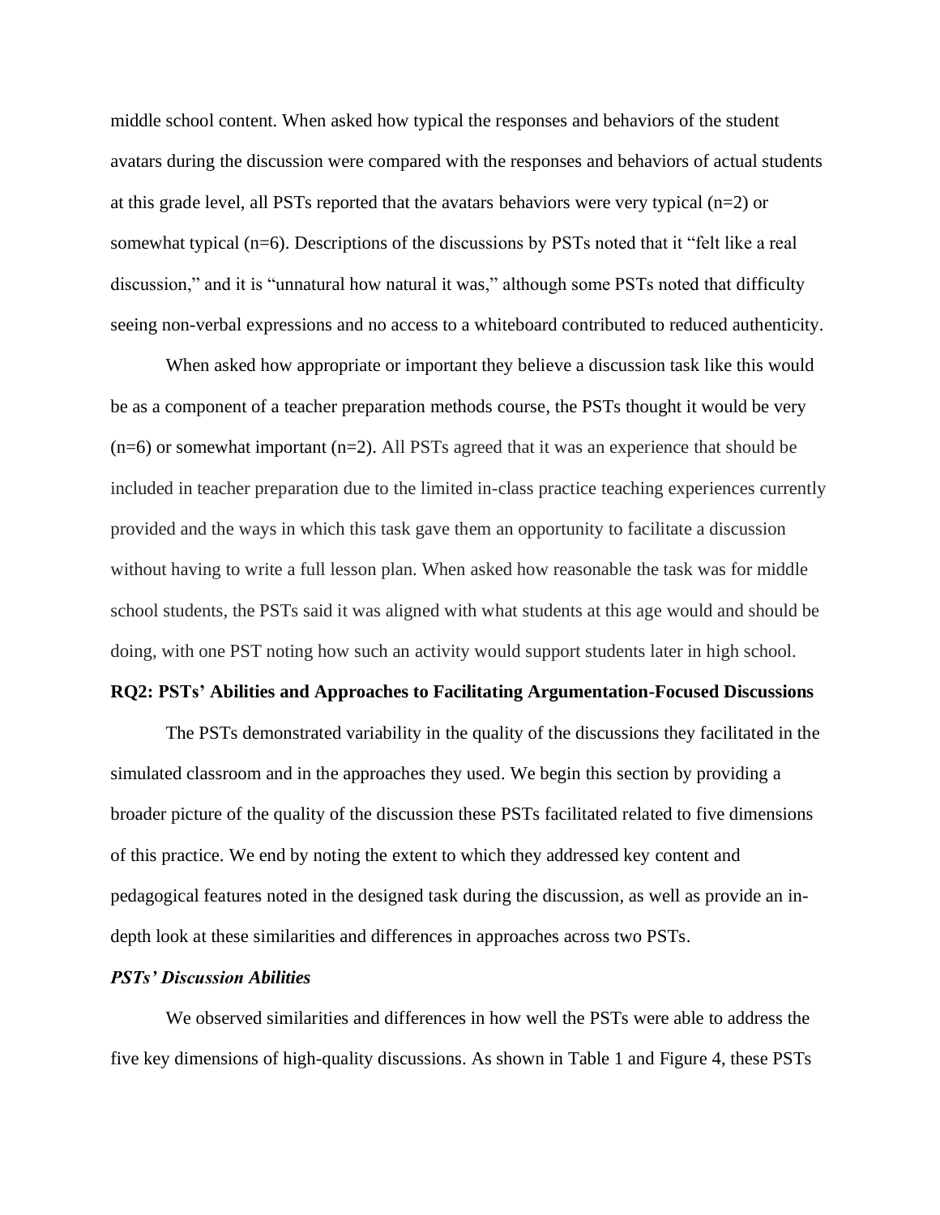middle school content. When asked how typical the responses and behaviors of the student avatars during the discussion were compared with the responses and behaviors of actual students at this grade level, all PSTs reported that the avatars behaviors were very typical (n=2) or somewhat typical (n=6). Descriptions of the discussions by PSTs noted that it "felt like a real discussion," and it is "unnatural how natural it was," although some PSTs noted that difficulty seeing non-verbal expressions and no access to a whiteboard contributed to reduced authenticity.

When asked how appropriate or important they believe a discussion task like this would be as a component of a teacher preparation methods course, the PSTs thought it would be very (n=6) or somewhat important (n=2). All PSTs agreed that it was an experience that should be included in teacher preparation due to the limited in-class practice teaching experiences currently provided and the ways in which this task gave them an opportunity to facilitate a discussion without having to write a full lesson plan. When asked how reasonable the task was for middle school students, the PSTs said it was aligned with what students at this age would and should be doing, with one PST noting how such an activity would support students later in high school.

## RQ2: PSTs' Abilities and Approaches to Facilitating Argumentation-Focused Discussions

The PSTs demonstrated variability in the quality of the discussions they facilitated in the simulated classroom and in the approaches they used. We begin this section by providing a broader picture of the quality of the discussion these PSTs facilitated related to five dimensions of this practice. We end by noting the extent to which they addressed key content and pedagogical features noted in the designed task during the discussion, as well as provide an in-depth look at these similarities and differences in approaches across two PSTs.

### *PSTs' Discussion Abilities*

We observed similarities and differences in how well the PSTs were able to address the five key dimensions of high-quality discussions. As shown in Table 1 and Figure 4, these PSTs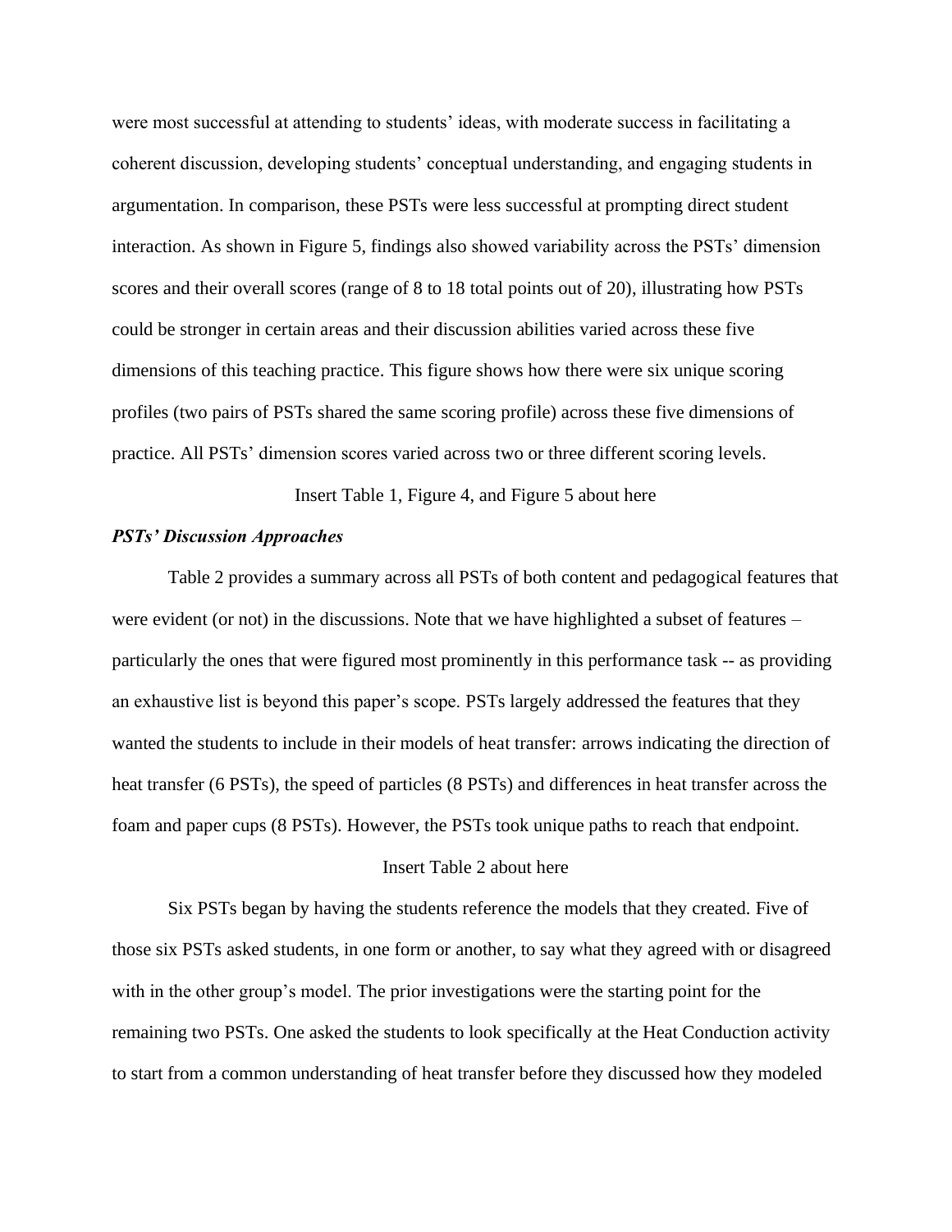were most successful at attending to students' ideas, with moderate success in facilitating a coherent discussion, developing students' conceptual understanding, and engaging students in argumentation. In comparison, these PSTs were less successful at prompting direct student interaction. As shown in Figure 5, findings also showed variability across the PSTs' dimension scores and their overall scores (range of 8 to 18 total points out of 20), illustrating how PSTs could be stronger in certain areas and their discussion abilities varied across these five dimensions of this teaching practice. This figure shows how there were six unique scoring profiles (two pairs of PSTs shared the same scoring profile) across these five dimensions of practice. All PSTs' dimension scores varied across two or three different scoring levels.

Insert Table 1, Figure 4, and Figure 5 about here

### *PSTs' Discussion Approaches*

Table 2 provides a summary across all PSTs of both content and pedagogical features that were evident (or not) in the discussions. Note that we have highlighted a subset of features – particularly the ones that were figured most prominently in this performance task -- as providing an exhaustive list is beyond this paper's scope. PSTs largely addressed the features that they wanted the students to include in their models of heat transfer: arrows indicating the direction of heat transfer (6 PSTs), the speed of particles (8 PSTs) and differences in heat transfer across the foam and paper cups (8 PSTs). However, the PSTs took unique paths to reach that endpoint.

Insert Table 2 about here

Six PSTs began by having the students reference the models that they created. Five of those six PSTs asked students, in one form or another, to say what they agreed with or disagreed with in the other group's model. The prior investigations were the starting point for the remaining two PSTs. One asked the students to look specifically at the Heat Conduction activity to start from a common understanding of heat transfer before they discussed how they modeled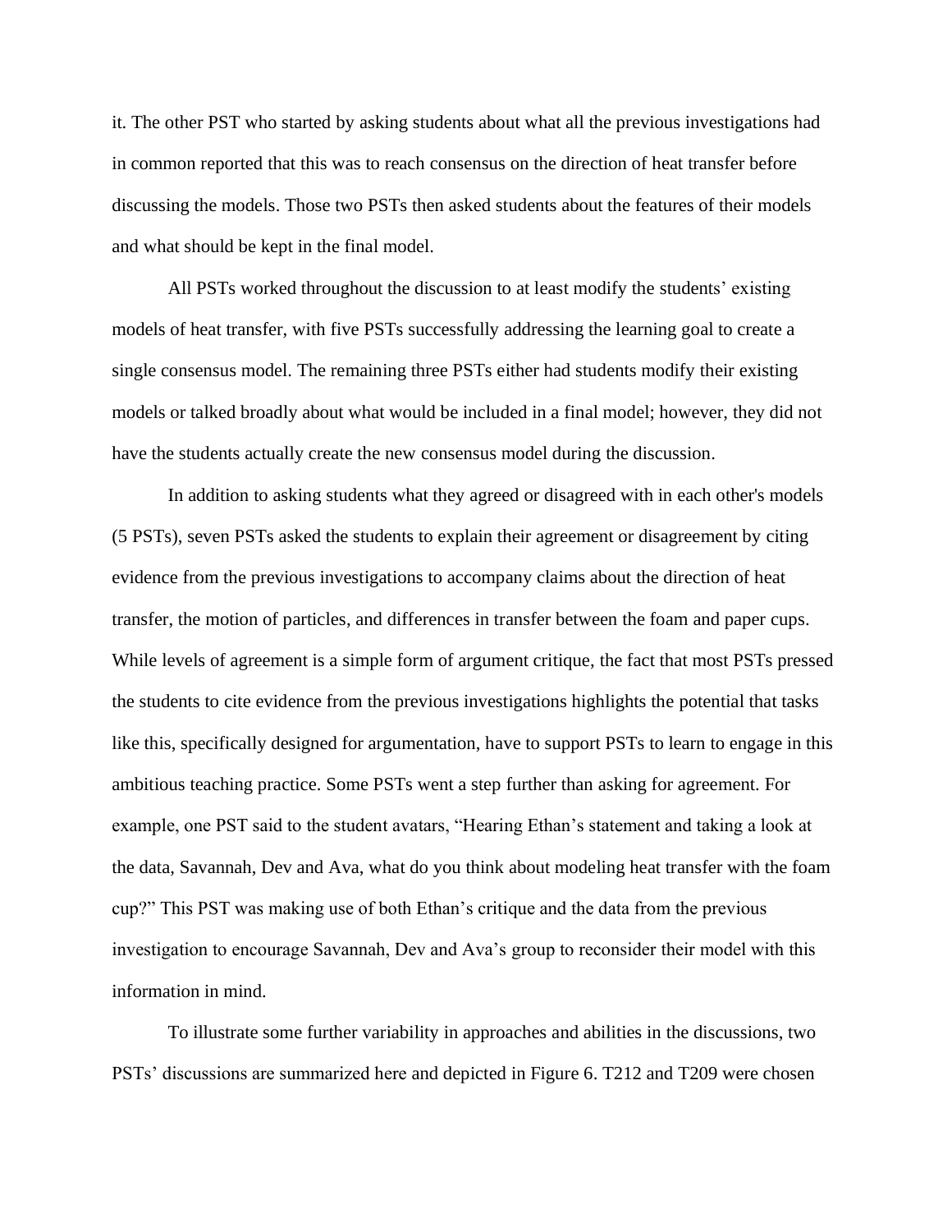it. The other PST who started by asking students about what all the previous investigations had in common reported that this was to reach consensus on the direction of heat transfer before discussing the models. Those two PSTs then asked students about the features of their models and what should be kept in the final model.

All PSTs worked throughout the discussion to at least modify the students' existing models of heat transfer, with five PSTs successfully addressing the learning goal to create a single consensus model. The remaining three PSTs either had students modify their existing models or talked broadly about what would be included in a final model; however, they did not have the students actually create the new consensus model during the discussion.

In addition to asking students what they agreed or disagreed with in each other's models (5 PSTs), seven PSTs asked the students to explain their agreement or disagreement by citing evidence from the previous investigations to accompany claims about the direction of heat transfer, the motion of particles, and differences in transfer between the foam and paper cups. While levels of agreement is a simple form of argument critique, the fact that most PSTs pressed the students to cite evidence from the previous investigations highlights the potential that tasks like this, specifically designed for argumentation, have to support PSTs to learn to engage in this ambitious teaching practice. Some PSTs went a step further than asking for agreement. For example, one PST said to the student avatars, "Hearing Ethan's statement and taking a look at the data, Savannah, Dev and Ava, what do you think about modeling heat transfer with the foam cup?" This PST was making use of both Ethan's critique and the data from the previous investigation to encourage Savannah, Dev and Ava's group to reconsider their model with this information in mind.

To illustrate some further variability in approaches and abilities in the discussions, two PSTs' discussions are summarized here and depicted in Figure 6. T212 and T209 were chosen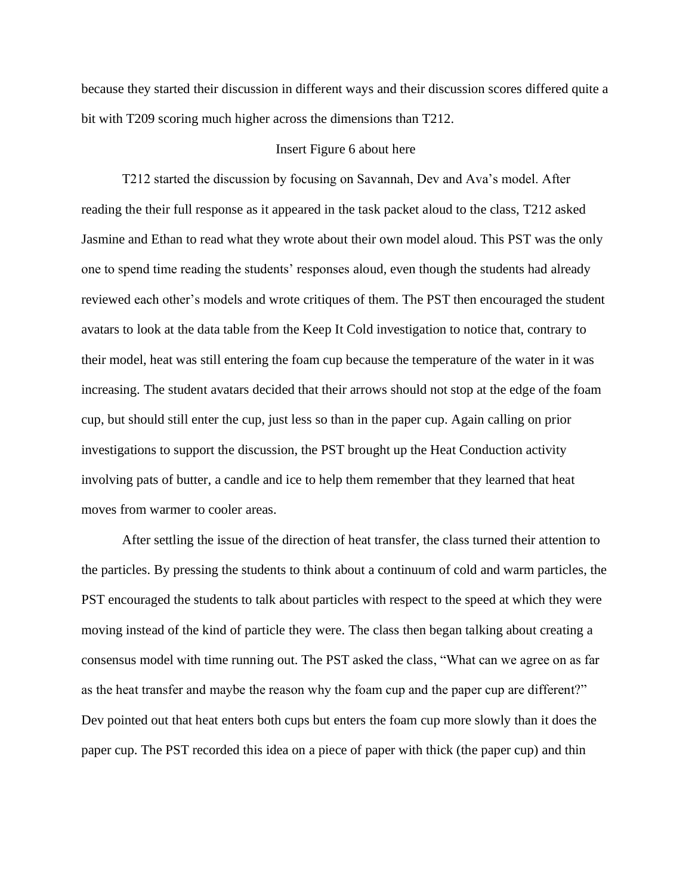because they started their discussion in different ways and their discussion scores differed quite a bit with T209 scoring much higher across the dimensions than T212.

Insert Figure 6 about here

T212 started the discussion by focusing on Savannah, Dev and Ava's model. After reading the their full response as it appeared in the task packet aloud to the class, T212 asked Jasmine and Ethan to read what they wrote about their own model aloud. This PST was the only one to spend time reading the students' responses aloud, even though the students had already reviewed each other's models and wrote critiques of them. The PST then encouraged the student avatars to look at the data table from the Keep It Cold investigation to notice that, contrary to their model, heat was still entering the foam cup because the temperature of the water in it was increasing. The student avatars decided that their arrows should not stop at the edge of the foam cup, but should still enter the cup, just less so than in the paper cup. Again calling on prior investigations to support the discussion, the PST brought up the Heat Conduction activity involving pats of butter, a candle and ice to help them remember that they learned that heat moves from warmer to cooler areas.

After settling the issue of the direction of heat transfer, the class turned their attention to the particles. By pressing the students to think about a continuum of cold and warm particles, the PST encouraged the students to talk about particles with respect to the speed at which they were moving instead of the kind of particle they were. The class then began talking about creating a consensus model with time running out. The PST asked the class, "What can we agree on as far as the heat transfer and maybe the reason why the foam cup and the paper cup are different?" Dev pointed out that heat enters both cups but enters the foam cup more slowly than it does the paper cup. The PST recorded this idea on a piece of paper with thick (the paper cup) and thin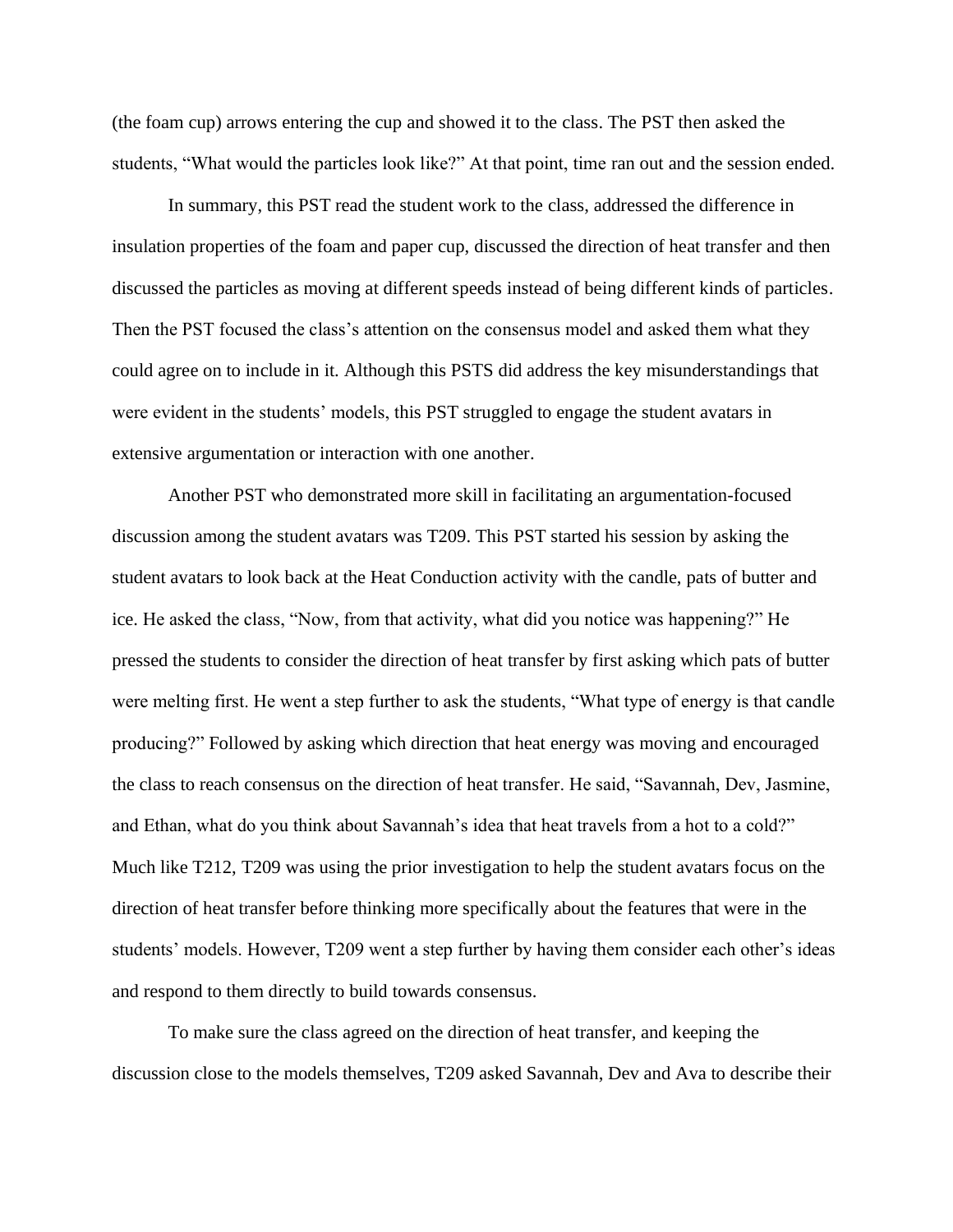(the foam cup) arrows entering the cup and showed it to the class. The PST then asked the students, "What would the particles look like?" At that point, time ran out and the session ended.

In summary, this PST read the student work to the class, addressed the difference in insulation properties of the foam and paper cup, discussed the direction of heat transfer and then discussed the particles as moving at different speeds instead of being different kinds of particles. Then the PST focused the class's attention on the consensus model and asked them what they could agree on to include in it. Although this PSTS did address the key misunderstandings that were evident in the students' models, this PST struggled to engage the student avatars in extensive argumentation or interaction with one another.

Another PST who demonstrated more skill in facilitating an argumentation-focused discussion among the student avatars was T209. This PST started his session by asking the student avatars to look back at the Heat Conduction activity with the candle, pats of butter and ice. He asked the class, "Now, from that activity, what did you notice was happening?" He pressed the students to consider the direction of heat transfer by first asking which pats of butter were melting first. He went a step further to ask the students, "What type of energy is that candle producing?" Followed by asking which direction that heat energy was moving and encouraged the class to reach consensus on the direction of heat transfer. He said, "Savannah, Dev, Jasmine, and Ethan, what do you think about Savannah's idea that heat travels from a hot to a cold?" Much like T212, T209 was using the prior investigation to help the student avatars focus on the direction of heat transfer before thinking more specifically about the features that were in the students' models. However, T209 went a step further by having them consider each other's ideas and respond to them directly to build towards consensus.

To make sure the class agreed on the direction of heat transfer, and keeping the discussion close to the models themselves, T209 asked Savannah, Dev and Ava to describe their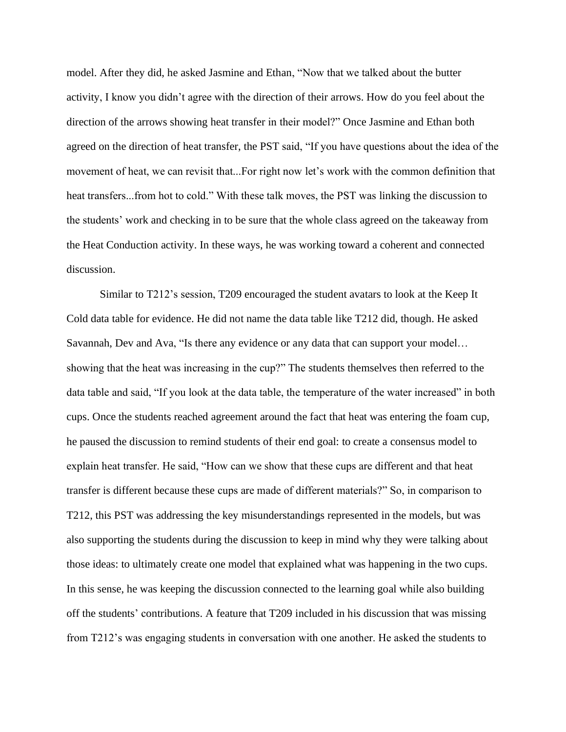model. After they did, he asked Jasmine and Ethan, "Now that we talked about the butter activity, I know you didn't agree with the direction of their arrows. How do you feel about the direction of the arrows showing heat transfer in their model?" Once Jasmine and Ethan both agreed on the direction of heat transfer, the PST said, "If you have questions about the idea of the movement of heat, we can revisit that...For right now let's work with the common definition that heat transfers...from hot to cold." With these talk moves, the PST was linking the discussion to the students' work and checking in to be sure that the whole class agreed on the takeaway from the Heat Conduction activity. In these ways, he was working toward a coherent and connected discussion.

Similar to T212's session, T209 encouraged the student avatars to look at the Keep It Cold data table for evidence. He did not name the data table like T212 did, though. He asked Savannah, Dev and Ava, "Is there any evidence or any data that can support your model… showing that the heat was increasing in the cup?" The students themselves then referred to the data table and said, "If you look at the data table, the temperature of the water increased" in both cups. Once the students reached agreement around the fact that heat was entering the foam cup, he paused the discussion to remind students of their end goal: to create a consensus model to explain heat transfer. He said, "How can we show that these cups are different and that heat transfer is different because these cups are made of different materials?" So, in comparison to T212, this PST was addressing the key misunderstandings represented in the models, but was also supporting the students during the discussion to keep in mind why they were talking about those ideas: to ultimately create one model that explained what was happening in the two cups. In this sense, he was keeping the discussion connected to the learning goal while also building off the students' contributions. A feature that T209 included in his discussion that was missing from T212's was engaging students in conversation with one another. He asked the students to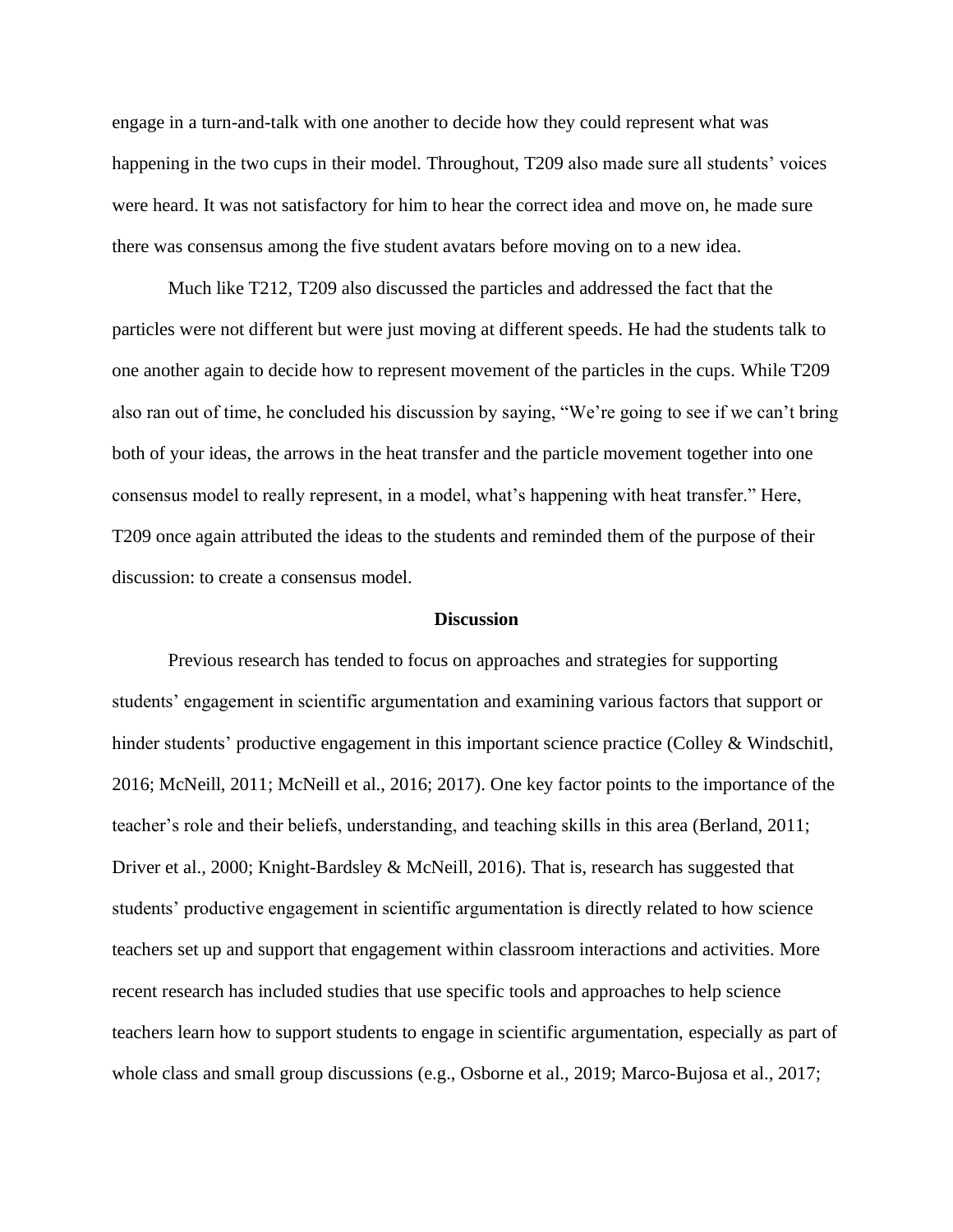engage in a turn-and-talk with one another to decide how they could represent what was happening in the two cups in their model. Throughout, T209 also made sure all students' voices were heard. It was not satisfactory for him to hear the correct idea and move on, he made sure there was consensus among the five student avatars before moving on to a new idea.

Much like T212, T209 also discussed the particles and addressed the fact that the particles were not different but were just moving at different speeds. He had the students talk to one another again to decide how to represent movement of the particles in the cups. While T209 also ran out of time, he concluded his discussion by saying, "We're going to see if we can't bring both of your ideas, the arrows in the heat transfer and the particle movement together into one consensus model to really represent, in a model, what's happening with heat transfer." Here, T209 once again attributed the ideas to the students and reminded them of the purpose of their discussion: to create a consensus model.

## Discussion

Previous research has tended to focus on approaches and strategies for supporting students' engagement in scientific argumentation and examining various factors that support or hinder students' productive engagement in this important science practice (Colley & Windschitl, 2016; McNeill, 2011; McNeill et al., 2016; 2017). One key factor points to the importance of the teacher's role and their beliefs, understanding, and teaching skills in this area (Berland, 2011; Driver et al., 2000; Knight-Bardsley & McNeill, 2016). That is, research has suggested that students' productive engagement in scientific argumentation is directly related to how science teachers set up and support that engagement within classroom interactions and activities. More recent research has included studies that use specific tools and approaches to help science teachers learn how to support students to engage in scientific argumentation, especially as part of whole class and small group discussions (e.g., Osborne et al., 2019; Marco-Bujosa et al., 2017;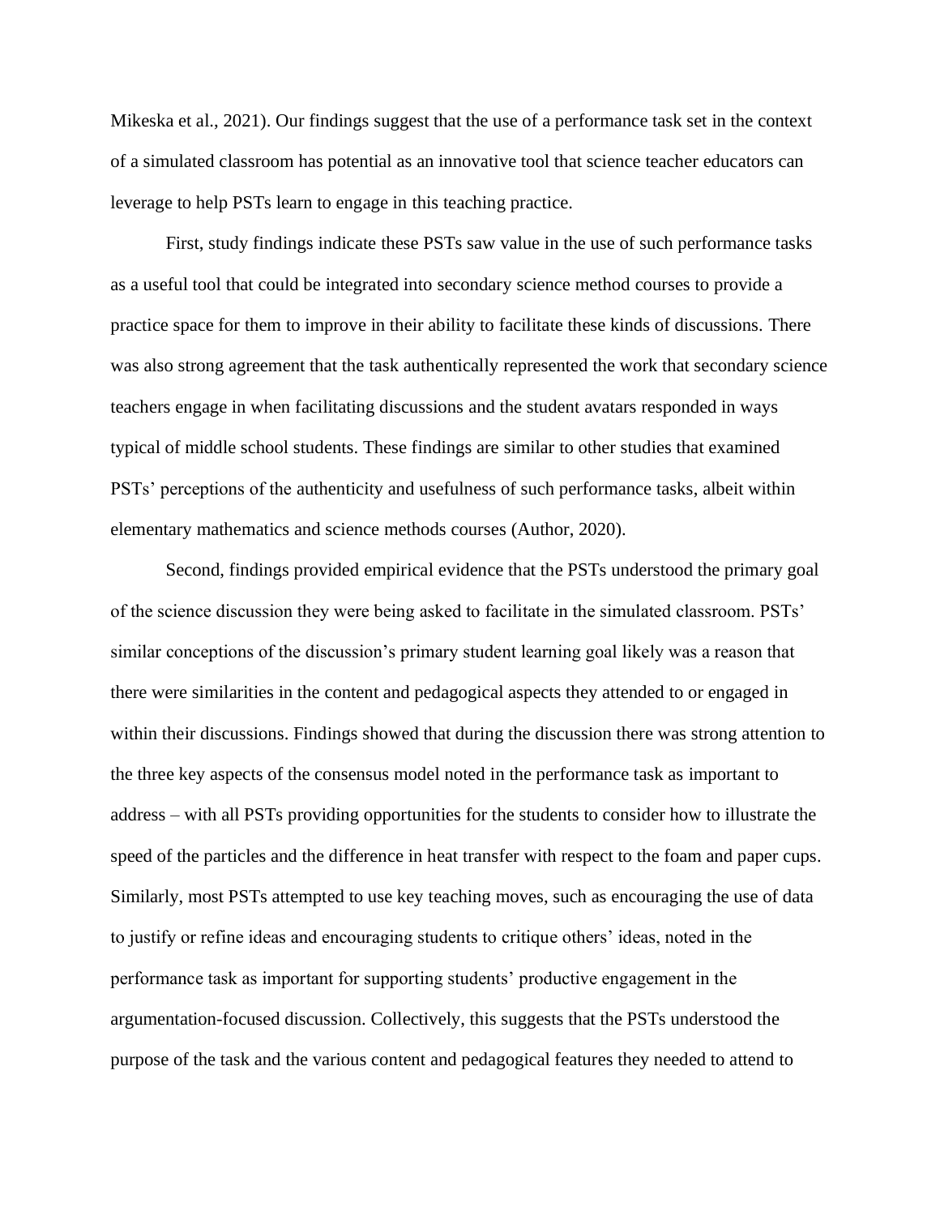Mikeska et al., 2021). Our findings suggest that the use of a performance task set in the context of a simulated classroom has potential as an innovative tool that science teacher educators can leverage to help PSTs learn to engage in this teaching practice.

First, study findings indicate these PSTs saw value in the use of such performance tasks as a useful tool that could be integrated into secondary science method courses to provide a practice space for them to improve in their ability to facilitate these kinds of discussions. There was also strong agreement that the task authentically represented the work that secondary science teachers engage in when facilitating discussions and the student avatars responded in ways typical of middle school students. These findings are similar to other studies that examined PSTs' perceptions of the authenticity and usefulness of such performance tasks, albeit within elementary mathematics and science methods courses (Author, 2020).

Second, findings provided empirical evidence that the PSTs understood the primary goal of the science discussion they were being asked to facilitate in the simulated classroom. PSTs' similar conceptions of the discussion's primary student learning goal likely was a reason that there were similarities in the content and pedagogical aspects they attended to or engaged in within their discussions. Findings showed that during the discussion there was strong attention to the three key aspects of the consensus model noted in the performance task as important to address – with all PSTs providing opportunities for the students to consider how to illustrate the speed of the particles and the difference in heat transfer with respect to the foam and paper cups. Similarly, most PSTs attempted to use key teaching moves, such as encouraging the use of data to justify or refine ideas and encouraging students to critique others' ideas, noted in the performance task as important for supporting students' productive engagement in the argumentation-focused discussion. Collectively, this suggests that the PSTs understood the purpose of the task and the various content and pedagogical features they needed to attend to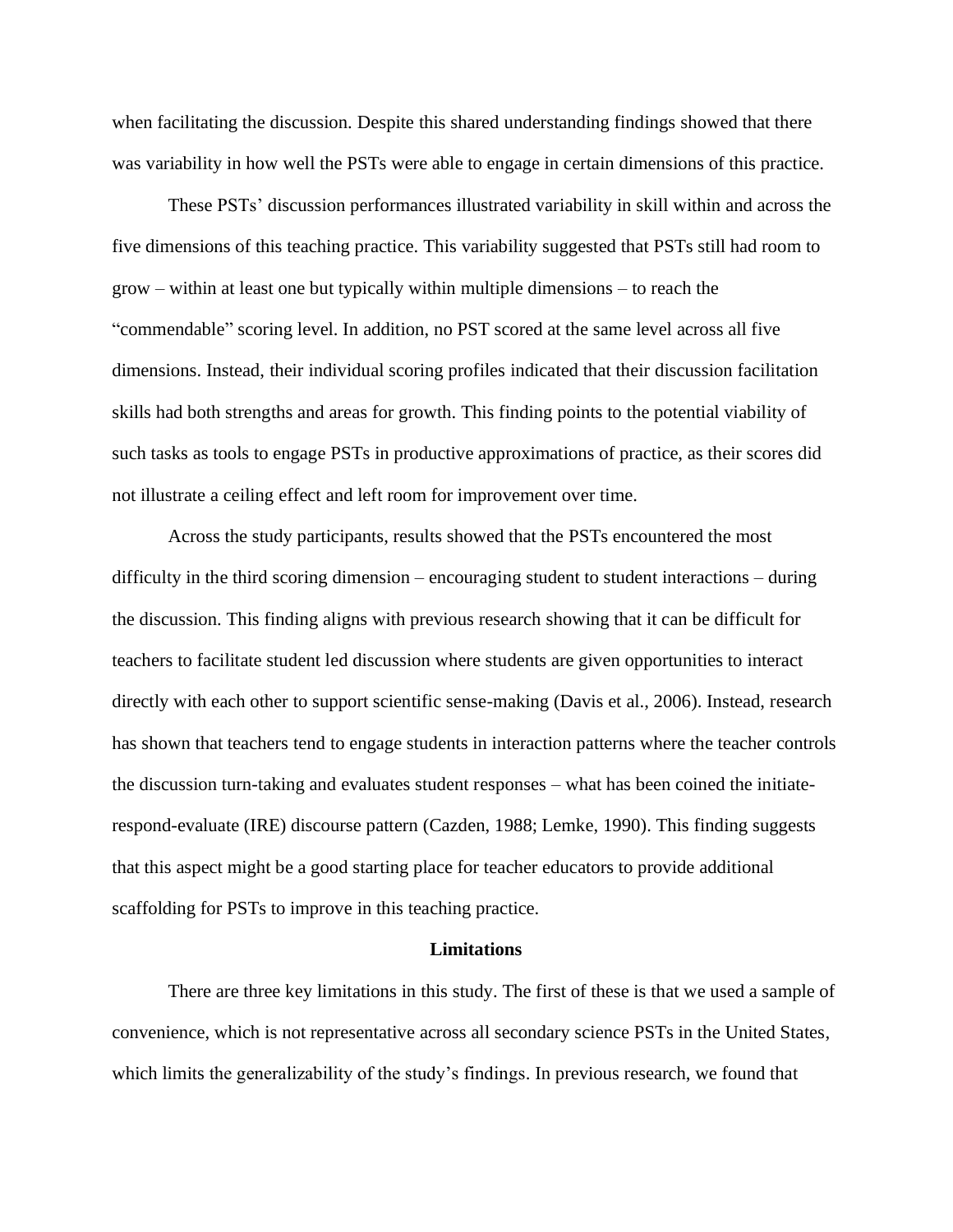when facilitating the discussion. Despite this shared understanding findings showed that there was variability in how well the PSTs were able to engage in certain dimensions of this practice.

These PSTs' discussion performances illustrated variability in skill within and across the five dimensions of this teaching practice. This variability suggested that PSTs still had room to grow – within at least one but typically within multiple dimensions – to reach the "commendable" scoring level. In addition, no PST scored at the same level across all five dimensions. Instead, their individual scoring profiles indicated that their discussion facilitation skills had both strengths and areas for growth. This finding points to the potential viability of such tasks as tools to engage PSTs in productive approximations of practice, as their scores did not illustrate a ceiling effect and left room for improvement over time.

Across the study participants, results showed that the PSTs encountered the most difficulty in the third scoring dimension – encouraging student to student interactions – during the discussion. This finding aligns with previous research showing that it can be difficult for teachers to facilitate student led discussion where students are given opportunities to interact directly with each other to support scientific sense-making (Davis et al., 2006). Instead, research has shown that teachers tend to engage students in interaction patterns where the teacher controls the discussion turn-taking and evaluates student responses – what has been coined the initiate-respond-evaluate (IRE) discourse pattern (Cazden, 1988; Lemke, 1990). This finding suggests that this aspect might be a good starting place for teacher educators to provide additional scaffolding for PSTs to improve in this teaching practice.

## Limitations

There are three key limitations in this study. The first of these is that we used a sample of convenience, which is not representative across all secondary science PSTs in the United States, which limits the generalizability of the study's findings. In previous research, we found that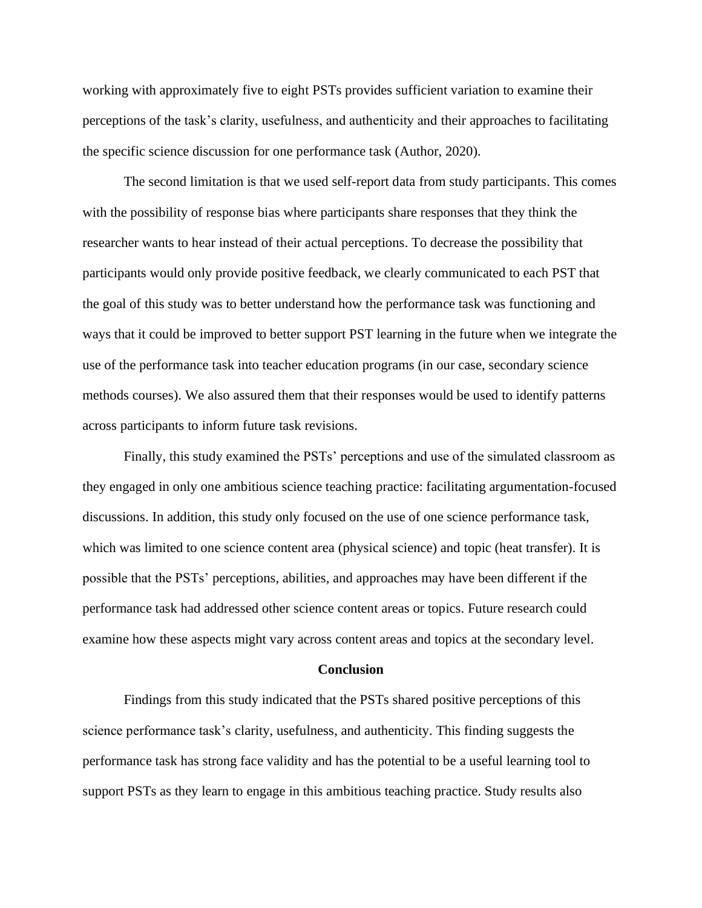working with approximately five to eight PSTs provides sufficient variation to examine their perceptions of the task's clarity, usefulness, and authenticity and their approaches to facilitating the specific science discussion for one performance task (Author, 2020).

The second limitation is that we used self-report data from study participants. This comes with the possibility of response bias where participants share responses that they think the researcher wants to hear instead of their actual perceptions. To decrease the possibility that participants would only provide positive feedback, we clearly communicated to each PST that the goal of this study was to better understand how the performance task was functioning and ways that it could be improved to better support PST learning in the future when we integrate the use of the performance task into teacher education programs (in our case, secondary science methods courses). We also assured them that their responses would be used to identify patterns across participants to inform future task revisions.

Finally, this study examined the PSTs' perceptions and use of the simulated classroom as they engaged in only one ambitious science teaching practice: facilitating argumentation-focused discussions. In addition, this study only focused on the use of one science performance task, which was limited to one science content area (physical science) and topic (heat transfer). It is possible that the PSTs' perceptions, abilities, and approaches may have been different if the performance task had addressed other science content areas or topics. Future research could examine how these aspects might vary across content areas and topics at the secondary level.

## Conclusion

Findings from this study indicated that the PSTs shared positive perceptions of this science performance task's clarity, usefulness, and authenticity. This finding suggests the performance task has strong face validity and has the potential to be a useful learning tool to support PSTs as they learn to engage in this ambitious teaching practice. Study results also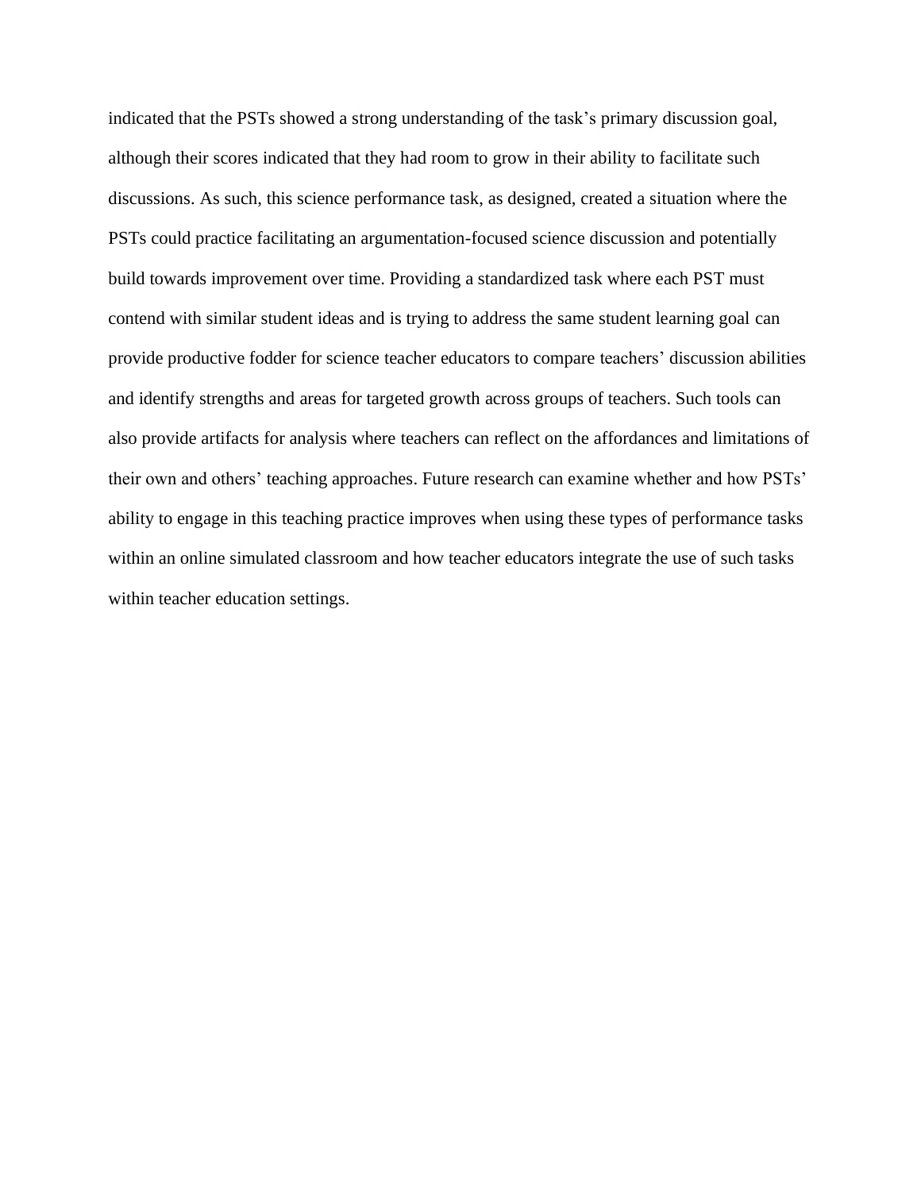indicated that the PSTs showed a strong understanding of the task's primary discussion goal, although their scores indicated that they had room to grow in their ability to facilitate such discussions. As such, this science performance task, as designed, created a situation where the PSTs could practice facilitating an argumentation-focused science discussion and potentially build towards improvement over time. Providing a standardized task where each PST must contend with similar student ideas and is trying to address the same student learning goal can provide productive fodder for science teacher educators to compare teachers' discussion abilities and identify strengths and areas for targeted growth across groups of teachers. Such tools can also provide artifacts for analysis where teachers can reflect on the affordances and limitations of their own and others' teaching approaches. Future research can examine whether and how PSTs' ability to engage in this teaching practice improves when using these types of performance tasks within an online simulated classroom and how teacher educators integrate the use of such tasks within teacher education settings.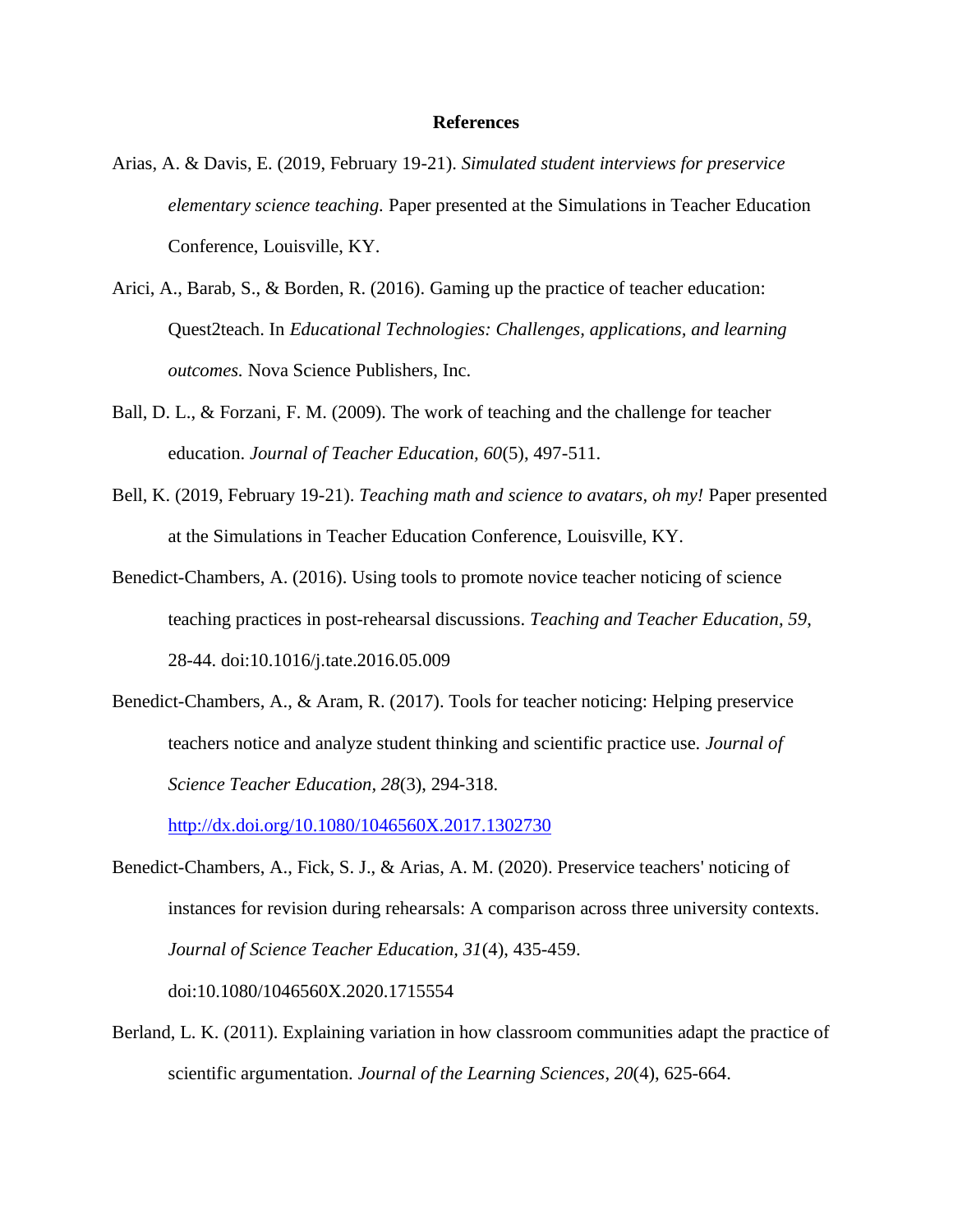# References

Arias, A. & Davis, E. (2019, February 19-21). *Simulated student interviews for preservice elementary science teaching.* Paper presented at the Simulations in Teacher Education Conference, Louisville, KY.

Arici, A., Barab, S., & Borden, R. (2016). Gaming up the practice of teacher education: Quest2teach. In *Educational Technologies: Challenges, applications, and learning outcomes.* Nova Science Publishers, Inc.

Ball, D. L., & Forzani, F. M. (2009). The work of teaching and the challenge for teacher education. *Journal of Teacher Education, 60*(5), 497-511.

Bell, K. (2019, February 19-21). *Teaching math and science to avatars, oh my!* Paper presented at the Simulations in Teacher Education Conference, Louisville, KY.

Benedict-Chambers, A. (2016). Using tools to promote novice teacher noticing of science teaching practices in post-rehearsal discussions. *Teaching and Teacher Education, 59*, 28-44. doi:10.1016/j.tate.2016.05.009

Benedict-Chambers, A., & Aram, R. (2017). Tools for teacher noticing: Helping preservice teachers notice and analyze student thinking and scientific practice use. *Journal of Science Teacher Education, 28*(3), 294-318. http://dx.doi.org/10.1080/1046560X.2017.1302730

Benedict-Chambers, A., Fick, S. J., & Arias, A. M. (2020). Preservice teachers' noticing of instances for revision during rehearsals: A comparison across three university contexts. *Journal of Science Teacher Education, 31*(4), 435-459. doi:10.1080/1046560X.2020.1715554

Berland, L. K. (2011). Explaining variation in how classroom communities adapt the practice of scientific argumentation. *Journal of the Learning Sciences*, *20*(4), 625-664.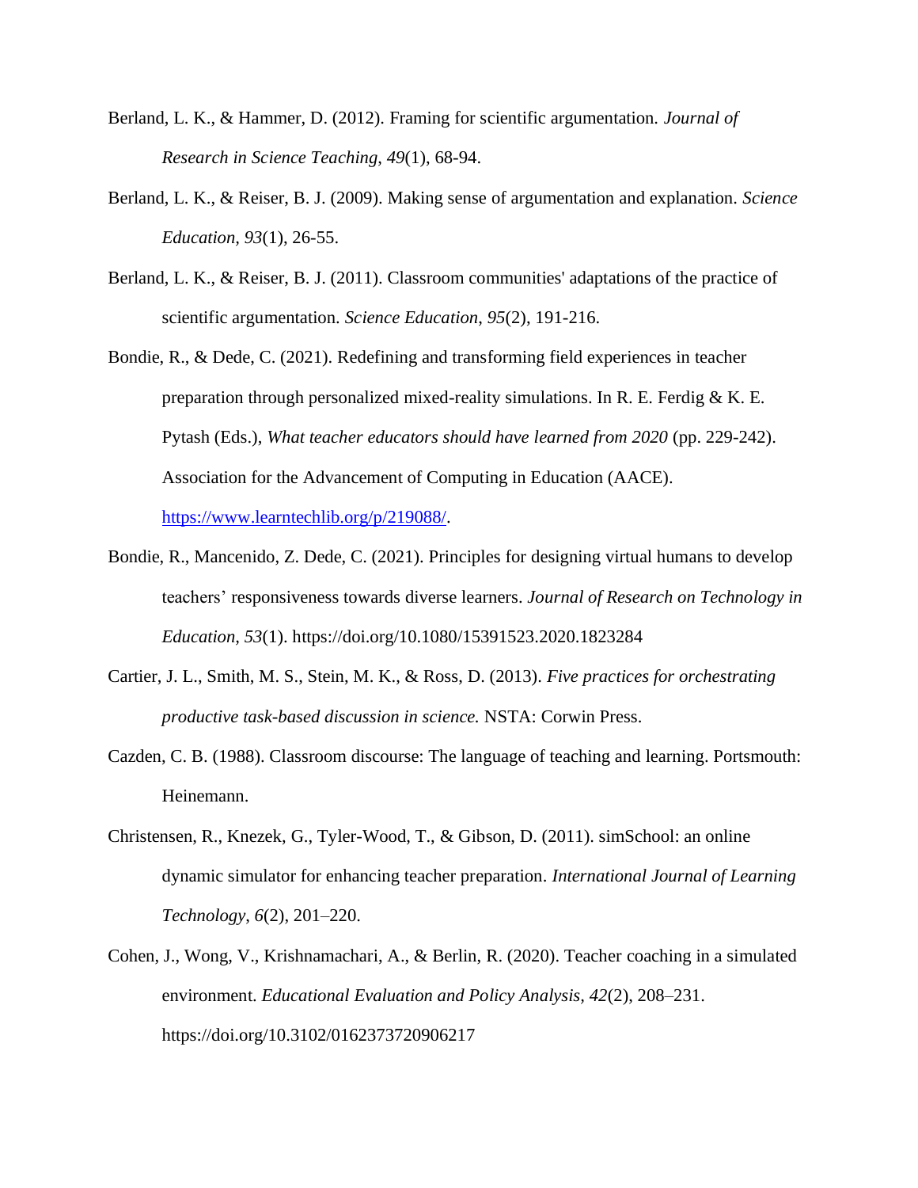Berland, L. K., & Hammer, D. (2012). Framing for scientific argumentation. *Journal of Research in Science Teaching*, *49*(1), 68-94.

Berland, L. K., & Reiser, B. J. (2009). Making sense of argumentation and explanation. *Science Education, 93*(1), 26-55.

Berland, L. K., & Reiser, B. J. (2011). Classroom communities' adaptations of the practice of scientific argumentation. *Science Education*, *95*(2), 191-216.

Bondie, R., & Dede, C. (2021). Redefining and transforming field experiences in teacher preparation through personalized mixed-reality simulations. In R. E. Ferdig & K. E. Pytash (Eds.), *What teacher educators should have learned from 2020* (pp. 229-242). Association for the Advancement of Computing in Education (AACE). https://www.learntechlib.org/p/219088/.

Bondie, R., Mancenido, Z. Dede, C. (2021). Principles for designing virtual humans to develop teachers' responsiveness towards diverse learners. *Journal of Research on Technology in Education, 53*(1). https://doi.org/10.1080/15391523.2020.1823284

Cartier, J. L., Smith, M. S., Stein, M. K., & Ross, D. (2013). *Five practices for orchestrating productive task-based discussion in science.* NSTA: Corwin Press.

Cazden, C. B. (1988). Classroom discourse: The language of teaching and learning. Portsmouth: Heinemann.

Christensen, R., Knezek, G., Tyler-Wood, T., & Gibson, D. (2011). simSchool: an online dynamic simulator for enhancing teacher preparation. *International Journal of Learning Technology*, *6*(2), 201–220.

Cohen, J., Wong, V., Krishnamachari, A., & Berlin, R. (2020). Teacher coaching in a simulated environment. *Educational Evaluation and Policy Analysis, 42*(2), 208–231. https://doi.org/10.3102/0162373720906217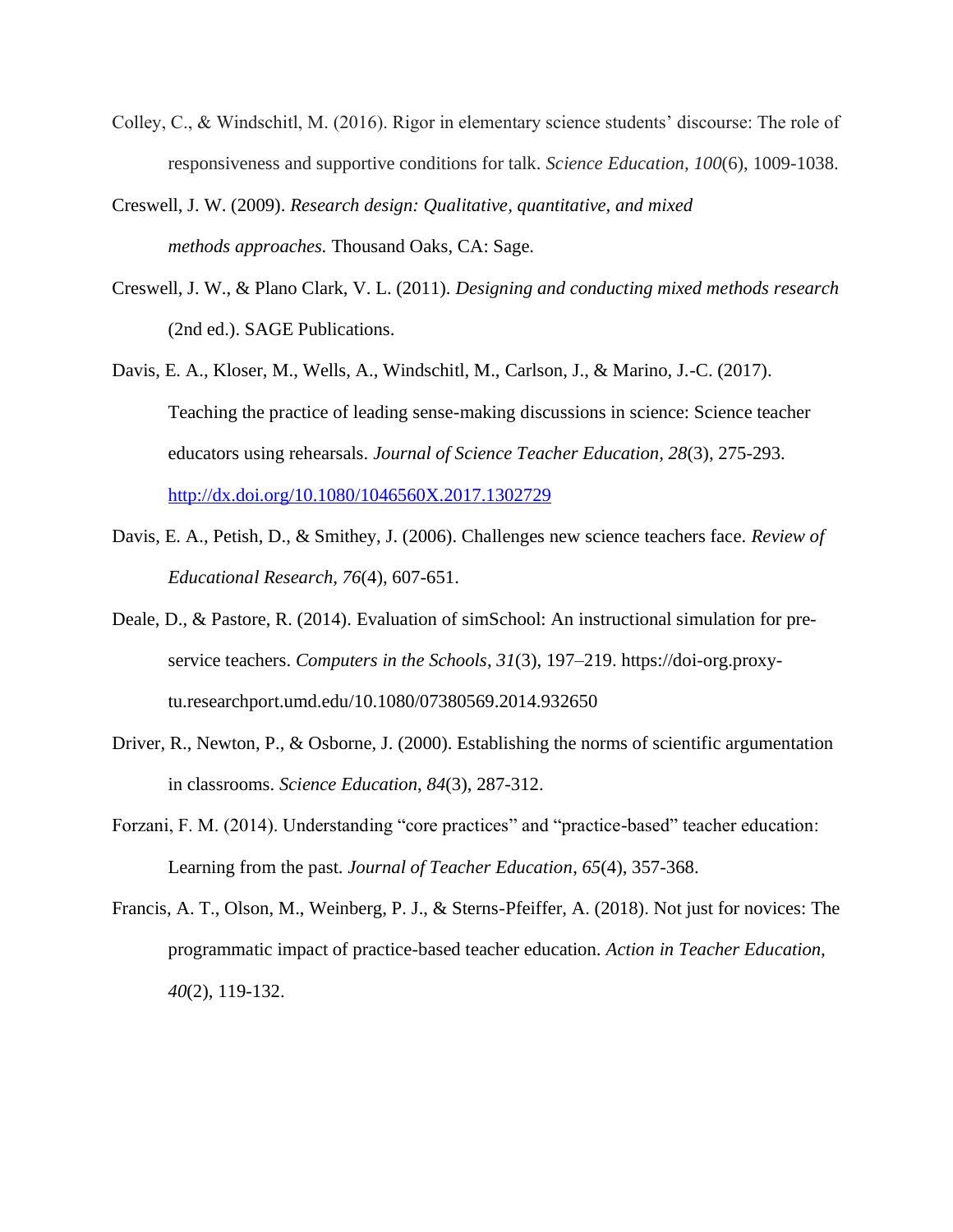Colley, C., & Windschitl, M. (2016). Rigor in elementary science students' discourse: The role of responsiveness and supportive conditions for talk. *Science Education, 100*(6), 1009-1038.

Creswell, J. W. (2009). *Research design: Qualitative, quantitative, and mixed methods approaches.* Thousand Oaks, CA: Sage.

Creswell, J. W., & Plano Clark, V. L. (2011). *Designing and conducting mixed methods research* (2nd ed.). SAGE Publications.

Davis, E. A., Kloser, M., Wells, A., Windschitl, M., Carlson, J., & Marino, J.-C. (2017). Teaching the practice of leading sense-making discussions in science: Science teacher educators using rehearsals. *Journal of Science Teacher Education, 28*(3), 275-293. http://dx.doi.org/10.1080/1046560X.2017.1302729

Davis, E. A., Petish, D., & Smithey, J. (2006). Challenges new science teachers face. *Review of Educational Research, 76*(4), 607-651.

Deale, D., & Pastore, R. (2014). Evaluation of simSchool: An instructional simulation for pre-service teachers. *Computers in the Schools*, *31*(3), 197–219. https://doi-org.proxy-tu.researchport.umd.edu/10.1080/07380569.2014.932650

Driver, R., Newton, P., & Osborne, J. (2000). Establishing the norms of scientific argumentation in classrooms. *Science Education*, *84*(3), 287-312.

Forzani, F. M. (2014). Understanding "core practices" and "practice-based" teacher education: Learning from the past. *Journal of Teacher Education*, *65*(4), 357-368.

Francis, A. T., Olson, M., Weinberg, P. J., & Sterns-Pfeiffer, A. (2018). Not just for novices: The programmatic impact of practice-based teacher education. *Action in Teacher Education, 40*(2), 119-132.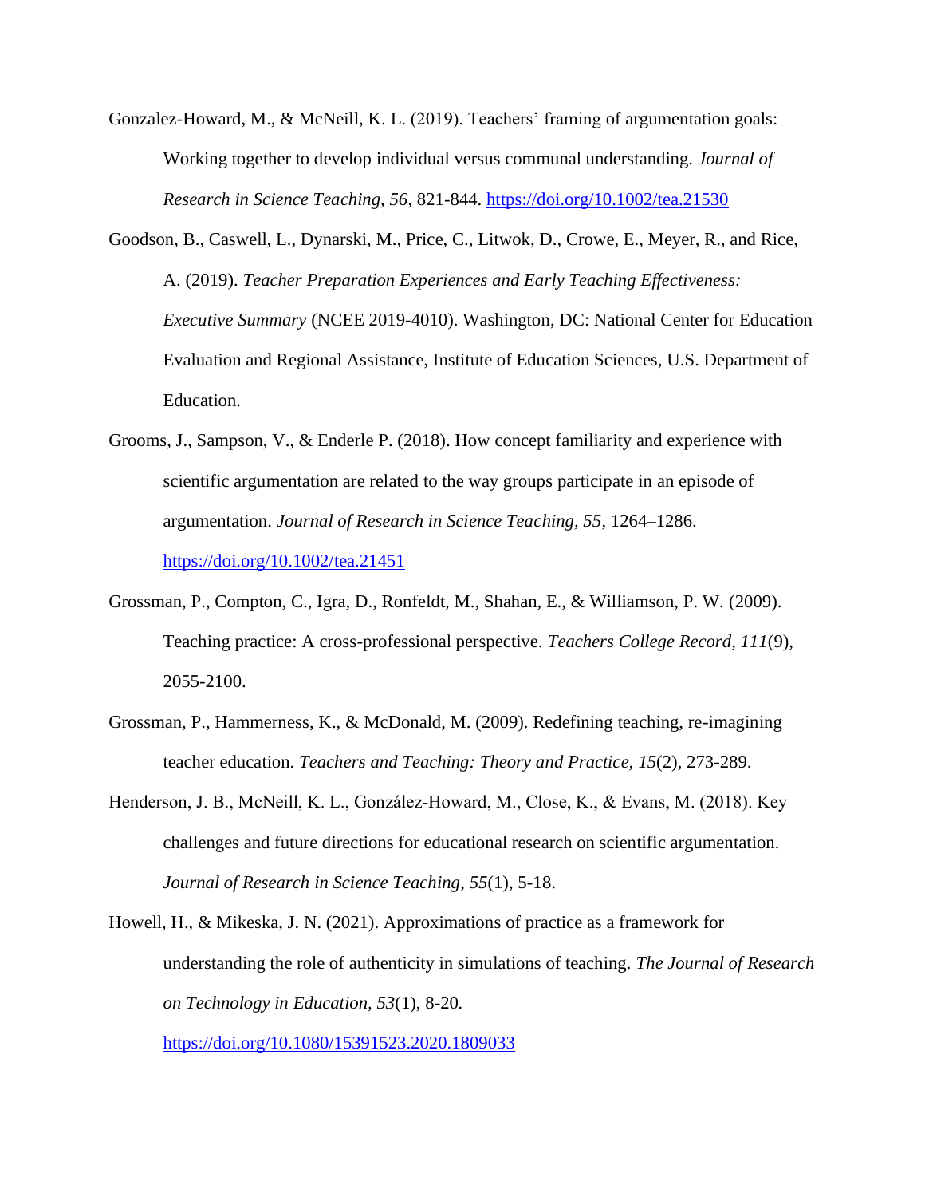Gonzalez-Howard, M., & McNeill, K. L. (2019). Teachers' framing of argumentation goals: Working together to develop individual versus communal understanding. *Journal of Research in Science Teaching, 56*, 821-844. https://doi.org/10.1002/tea.21530

Goodson, B., Caswell, L., Dynarski, M., Price, C., Litwok, D., Crowe, E., Meyer, R., and Rice, A. (2019). *Teacher Preparation Experiences and Early Teaching Effectiveness: Executive Summary* (NCEE 2019-4010). Washington, DC: National Center for Education Evaluation and Regional Assistance, Institute of Education Sciences, U.S. Department of Education.

Grooms, J., Sampson, V., & Enderle P. (2018). How concept familiarity and experience with scientific argumentation are related to the way groups participate in an episode of argumentation. *Journal of Research in Science Teaching, 55*, 1264–1286. https://doi.org/10.1002/tea.21451

Grossman, P., Compton, C., Igra, D., Ronfeldt, M., Shahan, E., & Williamson, P. W. (2009). Teaching practice: A cross-professional perspective. *Teachers College Record, 111*(9), 2055-2100.

Grossman, P., Hammerness, K., & McDonald, M. (2009). Redefining teaching, re-imagining teacher education. *Teachers and Teaching: Theory and Practice, 15*(2), 273-289.

Henderson, J. B., McNeill, K. L., González-Howard, M., Close, K., & Evans, M. (2018). Key challenges and future directions for educational research on scientific argumentation. *Journal of Research in Science Teaching*, *55*(1), 5-18.

Howell, H., & Mikeska, J. N. (2021). Approximations of practice as a framework for understanding the role of authenticity in simulations of teaching. *The Journal of Research on Technology in Education, 53*(1), 8-20. https://doi.org/10.1080/15391523.2020.1809033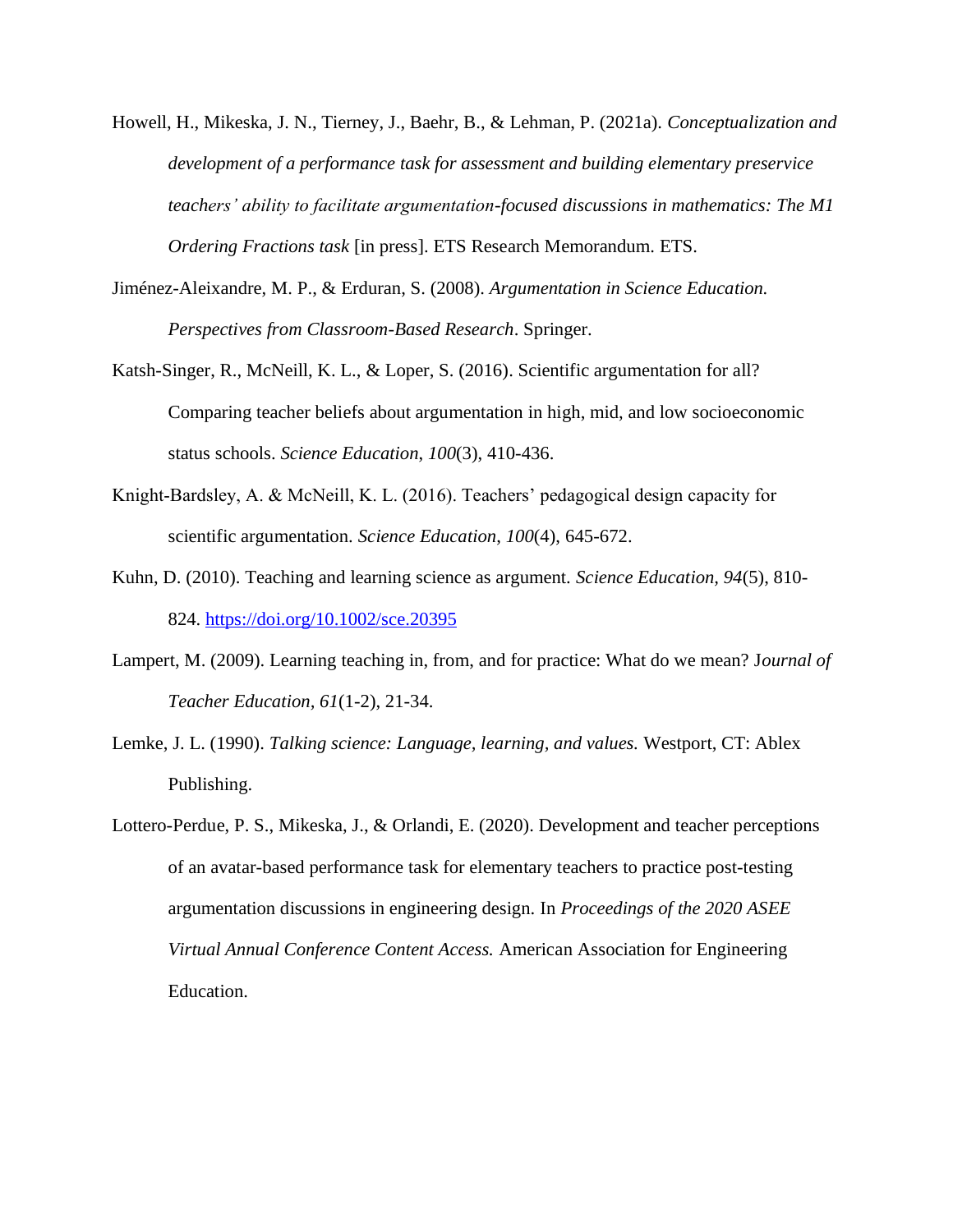Howell, H., Mikeska, J. N., Tierney, J., Baehr, B., & Lehman, P. (2021a). *Conceptualization and development of a performance task for assessment and building elementary preservice teachers' ability to facilitate argumentation-focused discussions in mathematics: The M1 Ordering Fractions task* [in press]. ETS Research Memorandum. ETS.

Jiménez-Aleixandre, M. P., & Erduran, S. (2008). *Argumentation in Science Education. Perspectives from Classroom-Based Research*. Springer.

Katsh-Singer, R., McNeill, K. L., & Loper, S. (2016). Scientific argumentation for all? Comparing teacher beliefs about argumentation in high, mid, and low socioeconomic status schools. *Science Education*, *100*(3), 410-436.

Knight-Bardsley, A. & McNeill, K. L. (2016). Teachers' pedagogical design capacity for scientific argumentation. *Science Education*, *100*(4), 645-672.

Kuhn, D. (2010). Teaching and learning science as argument. *Science Education*, *94*(5), 810-824. https://doi.org/10.1002/sce.20395

Lampert, M. (2009). Learning teaching in, from, and for practice: What do we mean? J*ournal of Teacher Education*, *61*(1-2), 21-34.

Lemke, J. L. (1990). *Talking science: Language, learning, and values.* Westport, CT: Ablex Publishing.

Lottero-Perdue, P. S., Mikeska, J., & Orlandi, E. (2020). Development and teacher perceptions of an avatar-based performance task for elementary teachers to practice post-testing argumentation discussions in engineering design. In *Proceedings of the 2020 ASEE Virtual Annual Conference Content Access.* American Association for Engineering Education.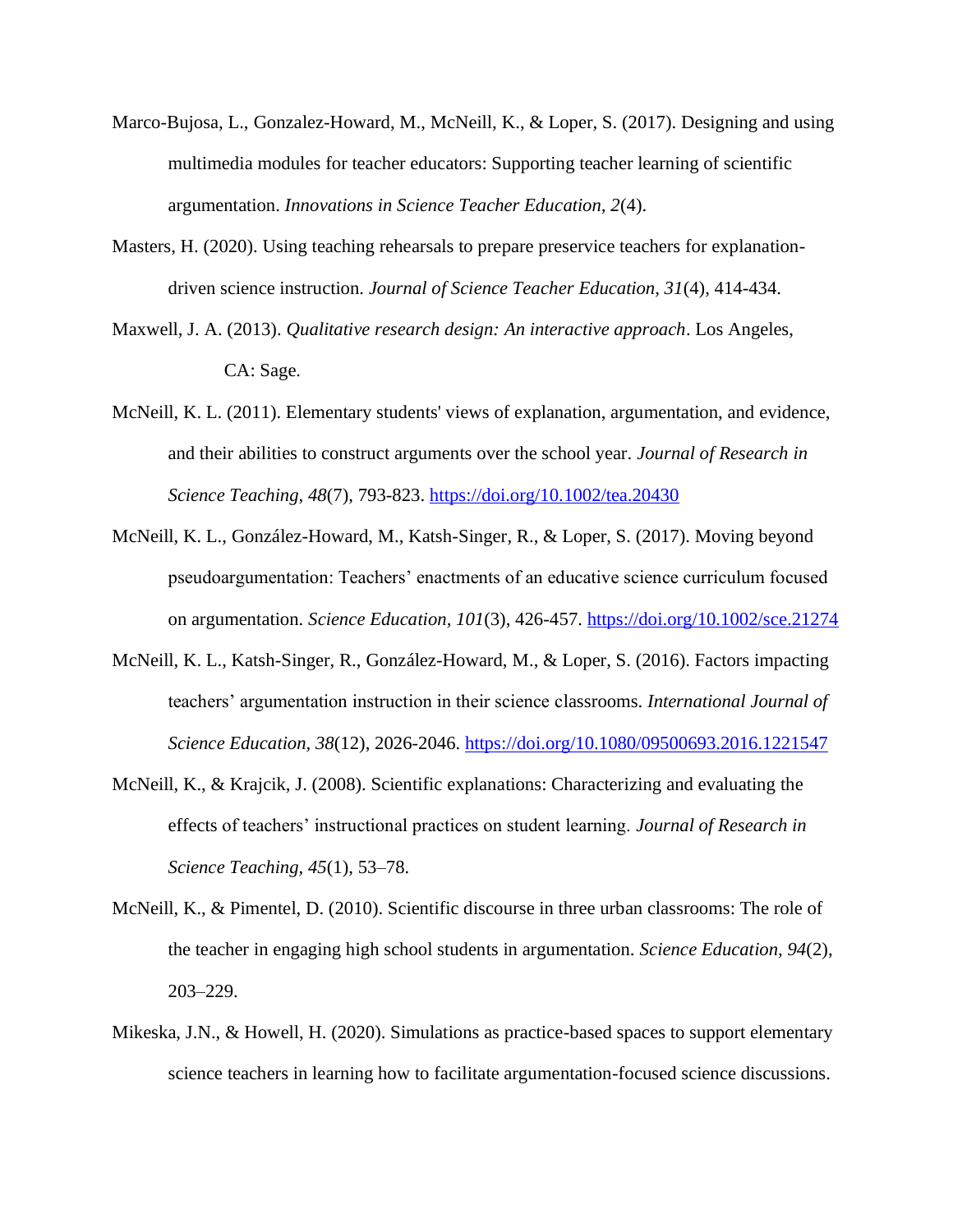Marco-Bujosa, L., Gonzalez-Howard, M., McNeill, K., & Loper, S. (2017). Designing and using multimedia modules for teacher educators: Supporting teacher learning of scientific argumentation. *Innovations in Science Teacher Education, 2*(4).

Masters, H. (2020). Using teaching rehearsals to prepare preservice teachers for explanation-driven science instruction. *Journal of Science Teacher Education, 31*(4), 414-434.

Maxwell, J. A. (2013). *Qualitative research design: An interactive approach*. Los Angeles, CA: Sage.

McNeill, K. L. (2011). Elementary students' views of explanation, argumentation, and evidence, and their abilities to construct arguments over the school year. *Journal of Research in Science Teaching, 48*(7), 793-823. https://doi.org/10.1002/tea.20430

McNeill, K. L., González-Howard, M., Katsh-Singer, R., & Loper, S. (2017). Moving beyond pseudoargumentation: Teachers' enactments of an educative science curriculum focused on argumentation. *Science Education, 101*(3), 426-457. https://doi.org/10.1002/sce.21274

McNeill, K. L., Katsh-Singer, R., González-Howard, M., & Loper, S. (2016). Factors impacting teachers' argumentation instruction in their science classrooms. *International Journal of Science Education*, *38*(12), 2026-2046. https://doi.org/10.1080/09500693.2016.1221547

McNeill, K., & Krajcik, J. (2008). Scientific explanations: Characterizing and evaluating the effects of teachers' instructional practices on student learning. *Journal of Research in Science Teaching*, *45*(1), 53–78.

McNeill, K., & Pimentel, D. (2010). Scientific discourse in three urban classrooms: The role of the teacher in engaging high school students in argumentation. *Science Education, 94*(2), 203–229.

Mikeska, J.N., & Howell, H. (2020). Simulations as practice-based spaces to support elementary science teachers in learning how to facilitate argumentation-focused science discussions.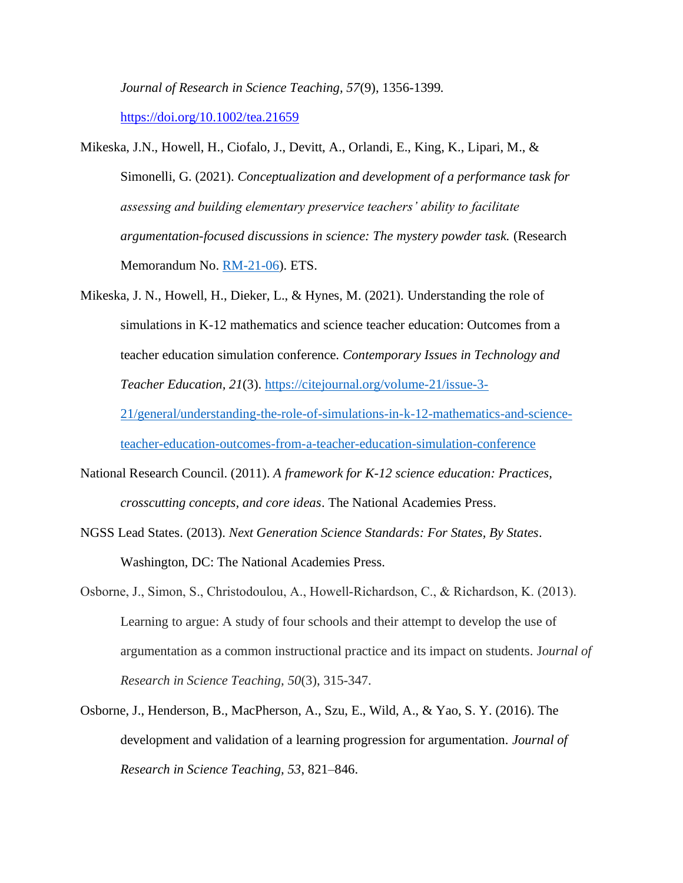*Journal of Research in Science Teaching, 57*(9), 1356-1399. https://doi.org/10.1002/tea.21659

Mikeska, J.N., Howell, H., Ciofalo, J., Devitt, A., Orlandi, E., King, K., Lipari, M., & Simonelli, G. (2021). *Conceptualization and development of a performance task for assessing and building elementary preservice teachers' ability to facilitate argumentation-focused discussions in science: The mystery powder task.* (Research Memorandum No. RM-21-06). ETS.

Mikeska, J. N., Howell, H., Dieker, L., & Hynes, M. (2021). Understanding the role of simulations in K-12 mathematics and science teacher education: Outcomes from a teacher education simulation conference. *Contemporary Issues in Technology and Teacher Education, 21*(3). https://citejournal.org/volume-21/issue-3-21/general/understanding-the-role-of-simulations-in-k-12-mathematics-and-science-teacher-education-outcomes-from-a-teacher-education-simulation-conference

National Research Council. (2011). *A framework for K-12 science education: Practices, crosscutting concepts, and core ideas*. The National Academies Press.

NGSS Lead States. (2013). *Next Generation Science Standards: For States, By States*. Washington, DC: The National Academies Press.

Osborne, J., Simon, S., Christodoulou, A., Howell-Richardson, C., & Richardson, K. (2013). Learning to argue: A study of four schools and their attempt to develop the use of argumentation as a common instructional practice and its impact on students. J*ournal of Research in Science Teaching, 50*(3), 315-347.

Osborne, J., Henderson, B., MacPherson, A., Szu, E., Wild, A., & Yao, S. Y. (2016). The development and validation of a learning progression for argumentation. *Journal of Research in Science Teaching, 53*, 821–846.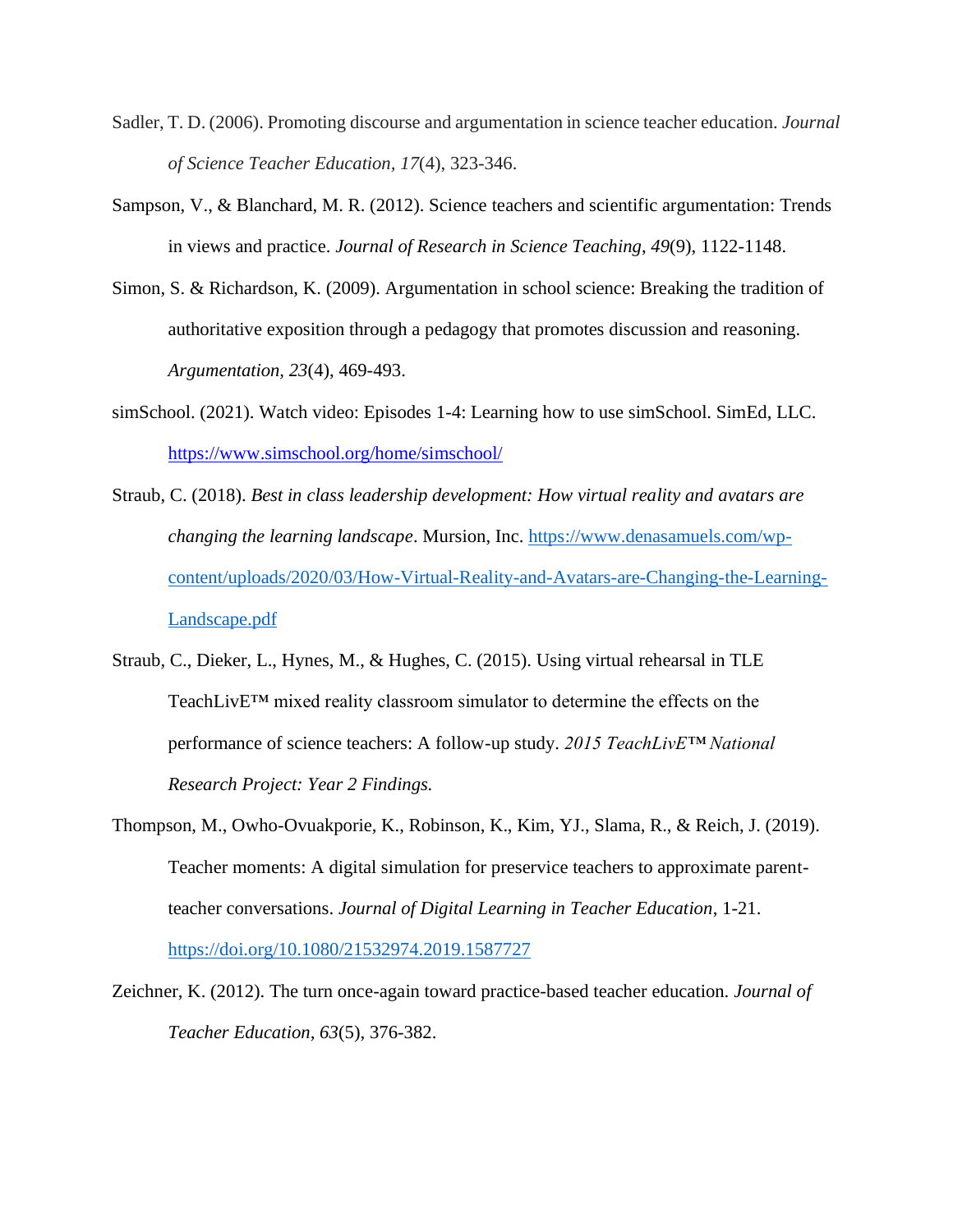Sadler, T. D. (2006). Promoting discourse and argumentation in science teacher education. *Journal of Science Teacher Education*, *17*(4), 323-346.

Sampson, V., & Blanchard, M. R. (2012). Science teachers and scientific argumentation: Trends in views and practice. *Journal of Research in Science Teaching*, *49*(9), 1122-1148.

Simon, S. & Richardson, K. (2009). Argumentation in school science: Breaking the tradition of authoritative exposition through a pedagogy that promotes discussion and reasoning. *Argumentation, 23*(4), 469-493.

simSchool. (2021). Watch video: Episodes 1-4: Learning how to use simSchool. SimEd, LLC. https://www.simschool.org/home/simschool/

Straub, C. (2018). *Best in class leadership development: How virtual reality and avatars are changing the learning landscape*. Mursion, Inc. https://www.denasamuels.com/wp-content/uploads/2020/03/How-Virtual-Reality-and-Avatars-are-Changing-the-Learning-Landscape.pdf

Straub, C., Dieker, L., Hynes, M., & Hughes, C. (2015). Using virtual rehearsal in TLE TeachLivE™ mixed reality classroom simulator to determine the effects on the performance of science teachers: A follow-up study. *2015 TeachLivE™ National Research Project: Year 2 Findings.*

Thompson, M., Owho-Ovuakporie, K., Robinson, K., Kim, YJ., Slama, R., & Reich, J. (2019). Teacher moments: A digital simulation for preservice teachers to approximate parent-teacher conversations. *Journal of Digital Learning in Teacher Education*, 1-21. https://doi.org/10.1080/21532974.2019.1587727

Zeichner, K. (2012). The turn once-again toward practice-based teacher education. *Journal of Teacher Education*, *63*(5), 376-382.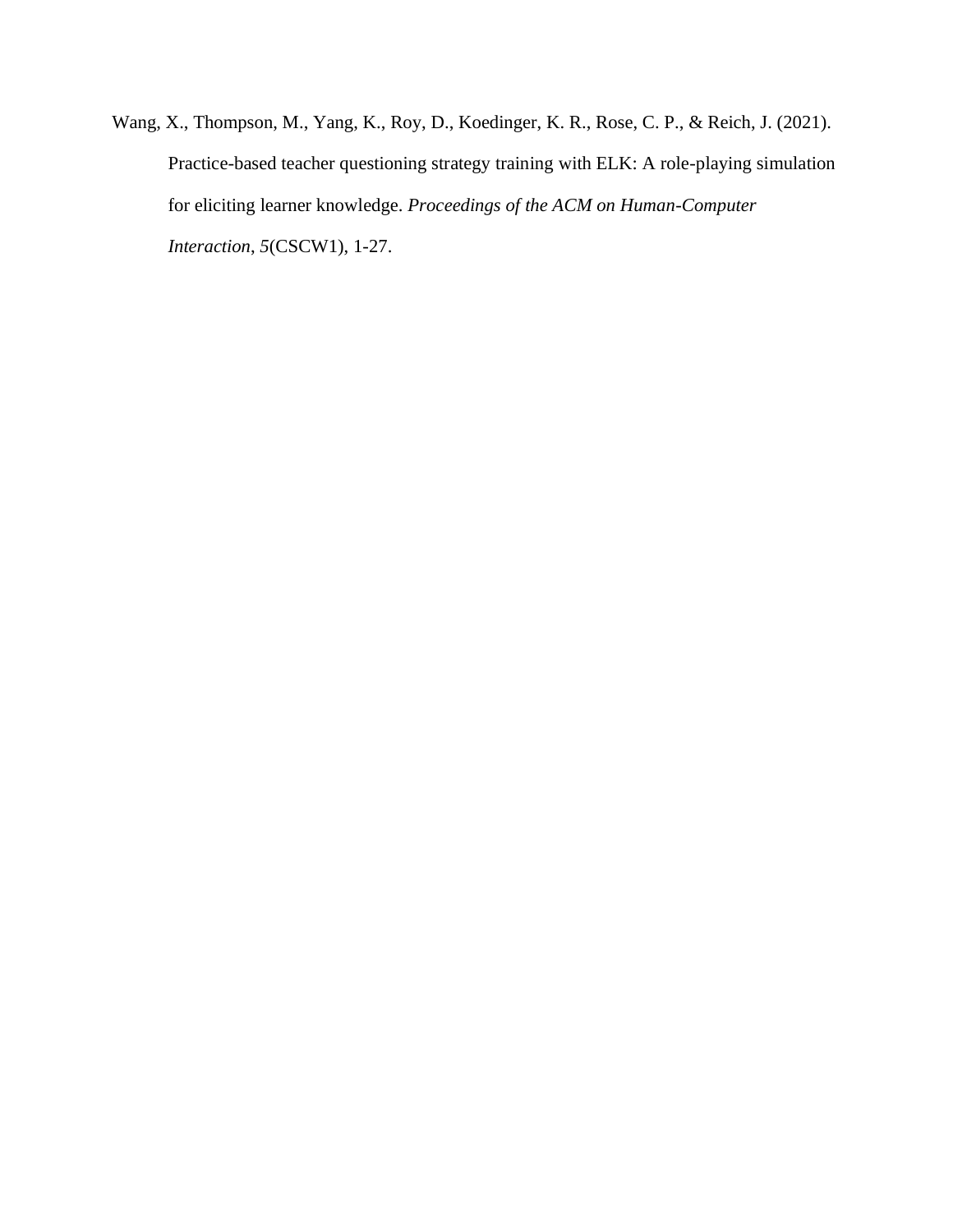Wang, X., Thompson, M., Yang, K., Roy, D., Koedinger, K. R., Rose, C. P., & Reich, J. (2021). Practice-based teacher questioning strategy training with ELK: A role-playing simulation for eliciting learner knowledge. *Proceedings of the ACM on Human-Computer Interaction*, *5*(CSCW1), 1-27.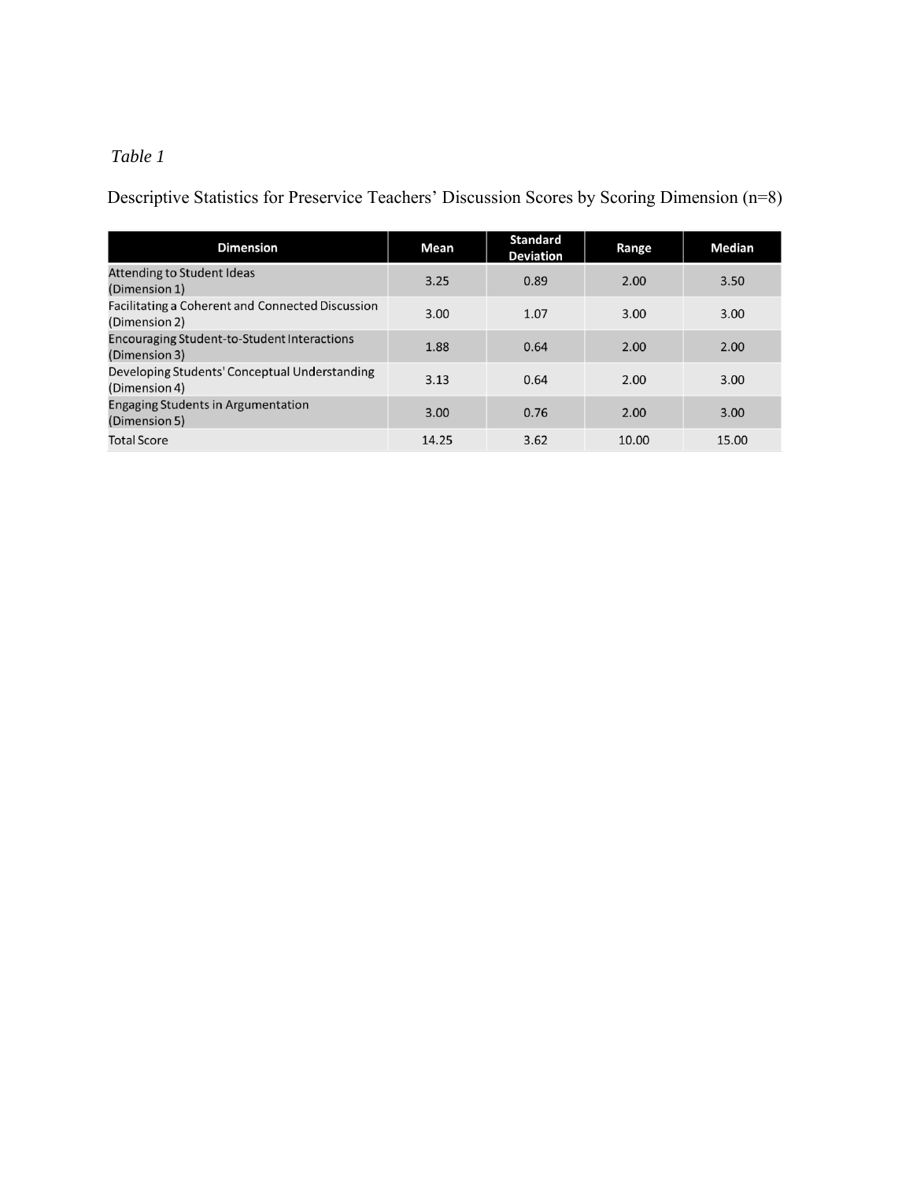*Table 1*

Descriptive Statistics for Preservice Teachers' Discussion Scores by Scoring Dimension (n=8)

| Dimension | Mean | Standard Deviation | Range | Median |
| --- | --- | --- | --- | --- |
| Attending to Student Ideas (Dimension 1) | 3.25 | 0.89 | 2.00 | 3.50 |
| Facilitating a Coherent and Connected Discussion (Dimension 2) | 3.00 | 1.07 | 3.00 | 3.00 |
| Encouraging Student-to-Student Interactions (Dimension 3) | 1.88 | 0.64 | 2.00 | 2.00 |
| Developing Students' Conceptual Understanding (Dimension 4) | 3.13 | 0.64 | 2.00 | 3.00 |
| Engaging Students in Argumentation (Dimension 5) | 3.00 | 0.76 | 2.00 | 3.00 |
| Total Score | 14.25 | 3.62 | 10.00 | 15.00 |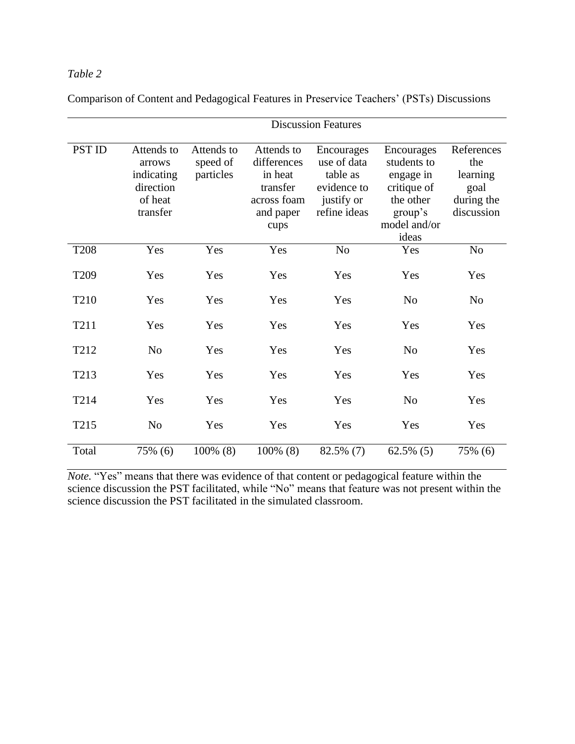*Table 2*

Comparison of Content and Pedagogical Features in Preservice Teachers' (PSTs) Discussions

| | Discussion Features | | | | | |
|---|---|---|---|---|---|---|
| PST ID | Attends to arrows indicating direction of heat transfer | Attends to speed of particles | Attends to differences in heat transfer across foam and paper cups | Encourages use of data table as evidence to justify or refine ideas | Encourages students to engage in critique of the other group's model and/or ideas | References the learning goal during the discussion |
| T208 | Yes | Yes | Yes | No | Yes | No |
| T209 | Yes | Yes | Yes | Yes | Yes | Yes |
| T210 | Yes | Yes | Yes | Yes | No | No |
| T211 | Yes | Yes | Yes | Yes | Yes | Yes |
| T212 | No | Yes | Yes | Yes | No | Yes |
| T213 | Yes | Yes | Yes | Yes | Yes | Yes |
| T214 | Yes | Yes | Yes | Yes | No | Yes |
| T215 | No | Yes | Yes | Yes | Yes | Yes |
| Total | 75% (6) | 100% (8) | 100% (8) | 82.5% (7) | 62.5% (5) | 75% (6) |

*Note.* "Yes" means that there was evidence of that content or pedagogical feature within the science discussion the PST facilitated, while "No" means that feature was not present within the science discussion the PST facilitated in the simulated classroom.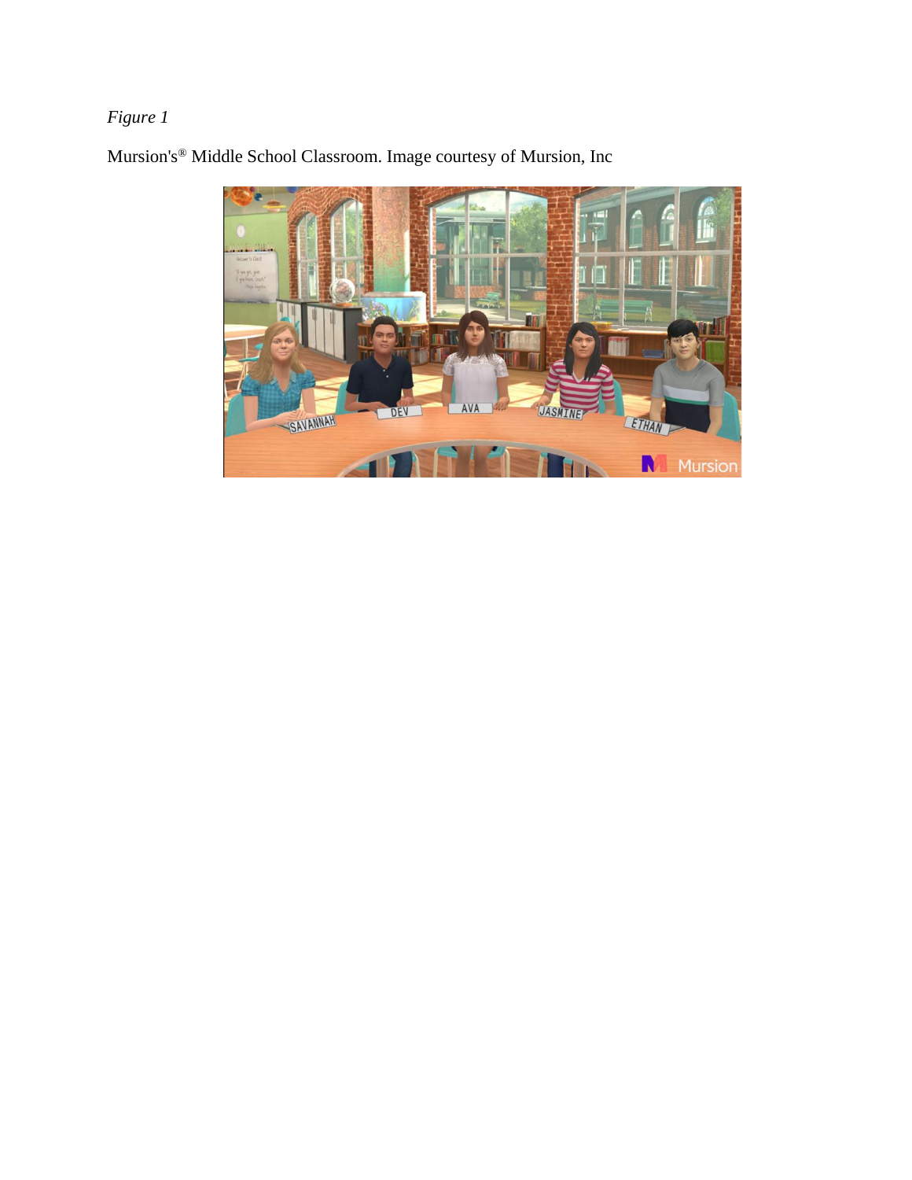*Figure 1*

Mursion's® Middle School Classroom. Image courtesy of Mursion, Inc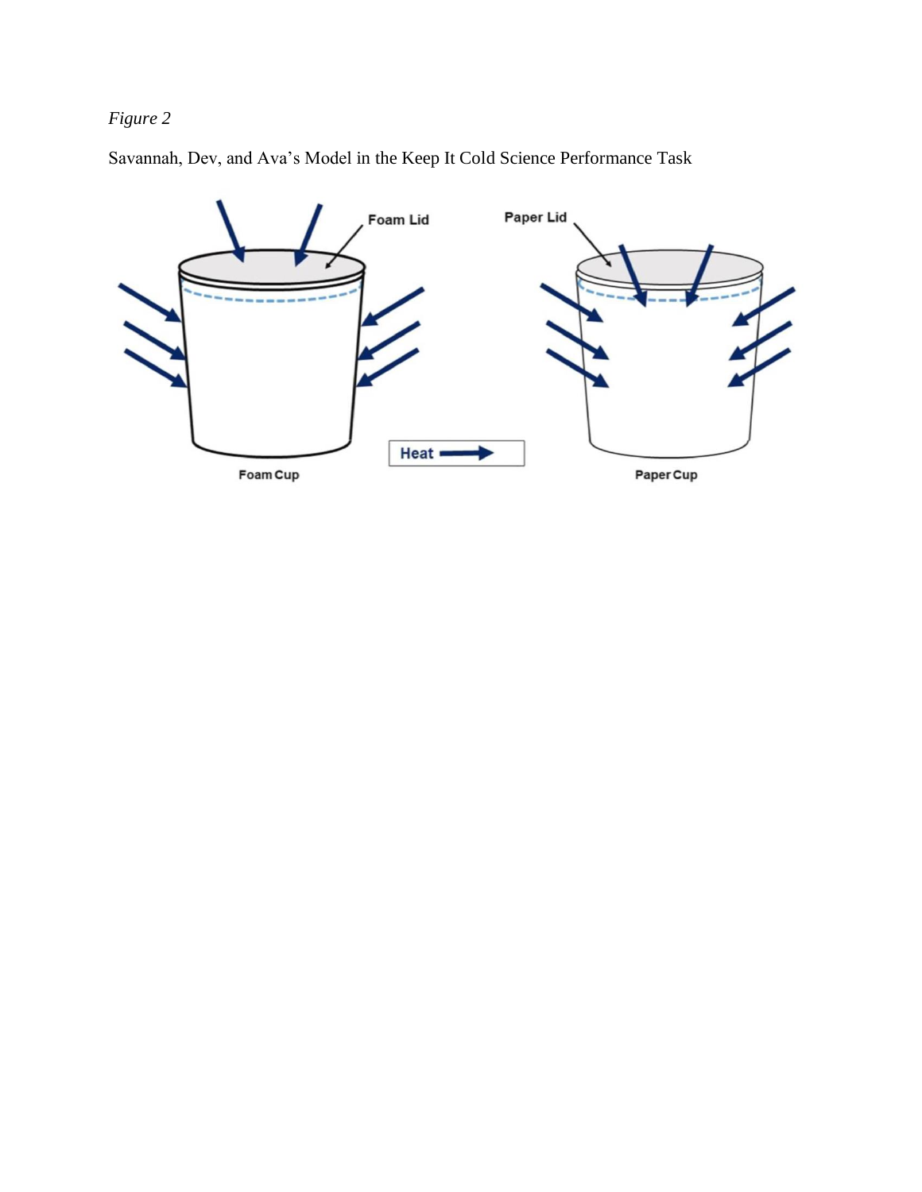*Figure 2*

Savannah, Dev, and Ava's Model in the Keep It Cold Science Performance Task

Foam Lid

Paper Lid

Heat

Foam Cup

Paper Cup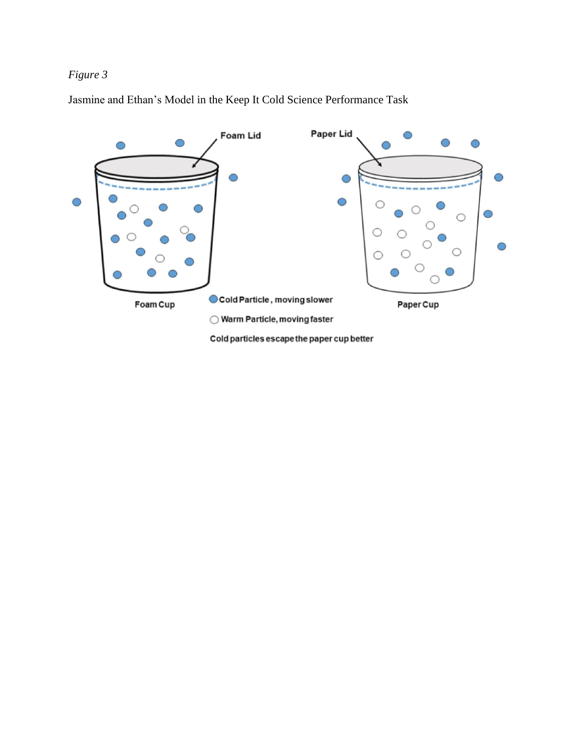*Figure 3*

Jasmine and Ethan's Model in the Keep It Cold Science Performance Task

Foam Lid

Paper Lid

Foam Cup

Paper Cup

Cold Particle , moving slower

Warm Particle, moving faster

Cold particles escape the paper cup better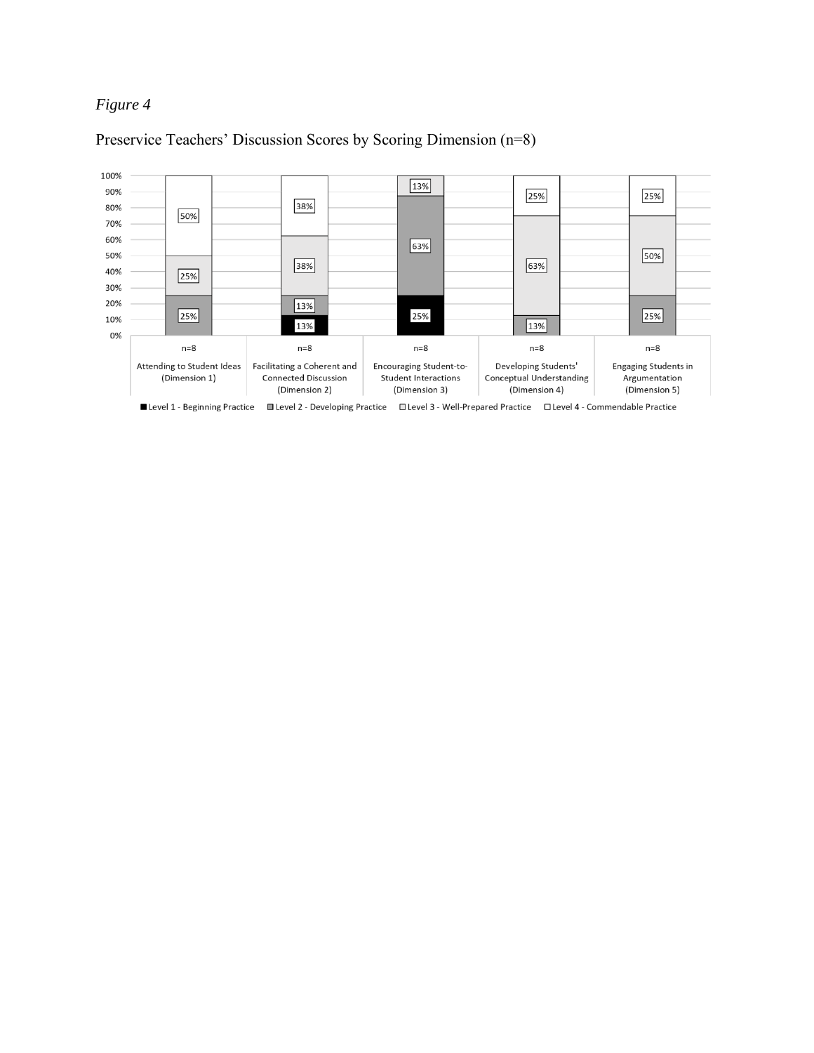*Figure 4*

Preservice Teachers' Discussion Scores by Scoring Dimension (n=8)

100%
90%
80%
70%
60%
50%
40%
30%
20%
10%
0%

50%
25%
25%

38%
38%
13%
13%

13%
63%
25%

25%
63%
13%

25%
50%
25%

n=8
Attending to Student Ideas (Dimension 1)

n=8
Facilitating a Coherent and Connected Discussion (Dimension 2)

n=8
Encouraging Student-to-Student Interactions (Dimension 3)

n=8
Developing Students' Conceptual Understanding (Dimension 4)

n=8
Engaging Students in Argumentation (Dimension 5)

■ Level 1 - Beginning Practice ■ Level 2 - Developing Practice □ Level 3 - Well-Prepared Practice □ Level 4 - Commendable Practice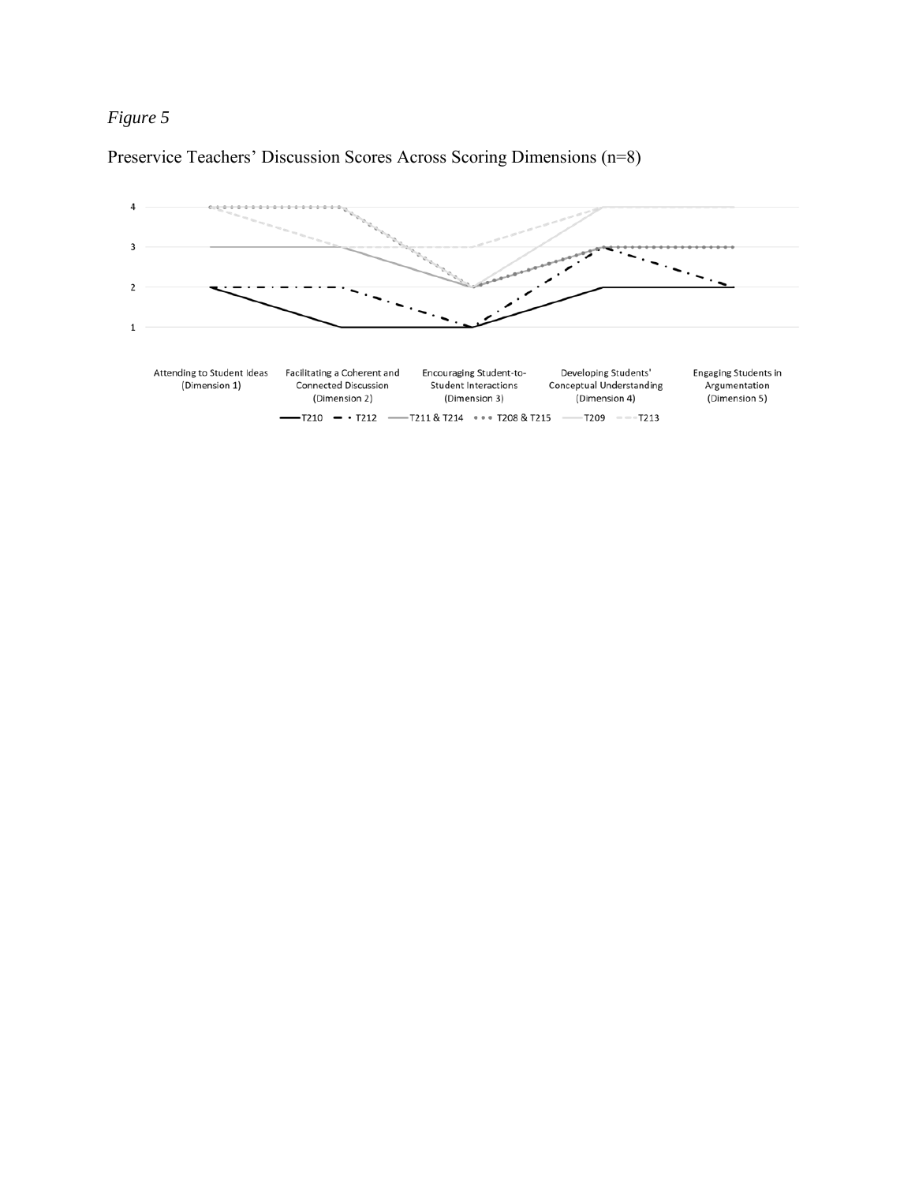*Figure 5*

Preservice Teachers' Discussion Scores Across Scoring Dimensions (n=8)

4

3

2

1

Attending to Student Ideas (Dimension 1)

Facilitating a Coherent and Connected Discussion (Dimension 2)

Encouraging Student-to-Student Interactions (Dimension 3)

Developing Students' Conceptual Understanding (Dimension 4)

Engaging Students in Argumentation (Dimension 5)

T210 T212 T211 & T214 T208 & T215 T209 T213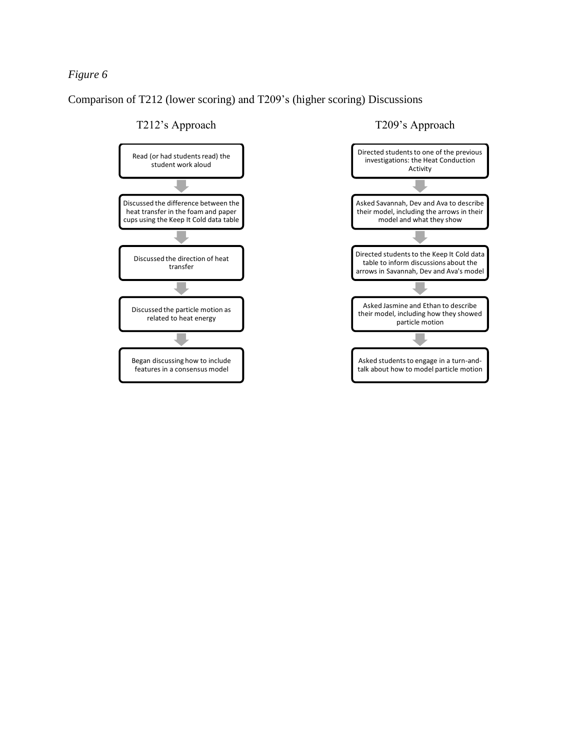*Figure 6*

Comparison of T212 (lower scoring) and T209's (higher scoring) Discussions

T212's Approach

Read (or had students read) the student work aloud

Discussed the difference between the heat transfer in the foam and paper cups using the Keep It Cold data table

Discussed the direction of heat transfer

Discussed the particle motion as related to heat energy

Began discussing how to include features in a consensus model

T209's Approach

Directed students to one of the previous investigations: the Heat Conduction Activity

Asked Savannah, Dev and Ava to describe their model, including the arrows in their model and what they show

Directed students to the Keep It Cold data table to inform discussions about the arrows in Savannah, Dev and Ava's model

Asked Jasmine and Ethan to describe their model, including how they showed particle motion

Asked students to engage in a turn-and-talk about how to model particle motion